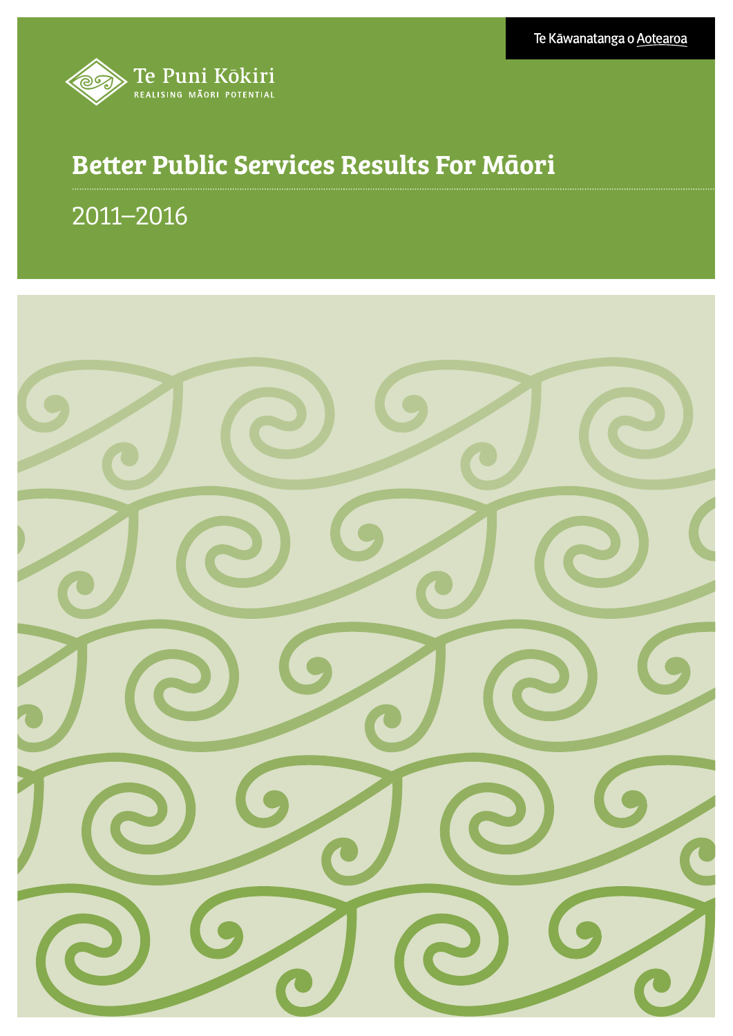Te Kāwanatanga o Aotearoa

Te Puni Kōkiri

REALISING MĀORI POTENTIAL

# Better Public Services Results For Māori

2011–2016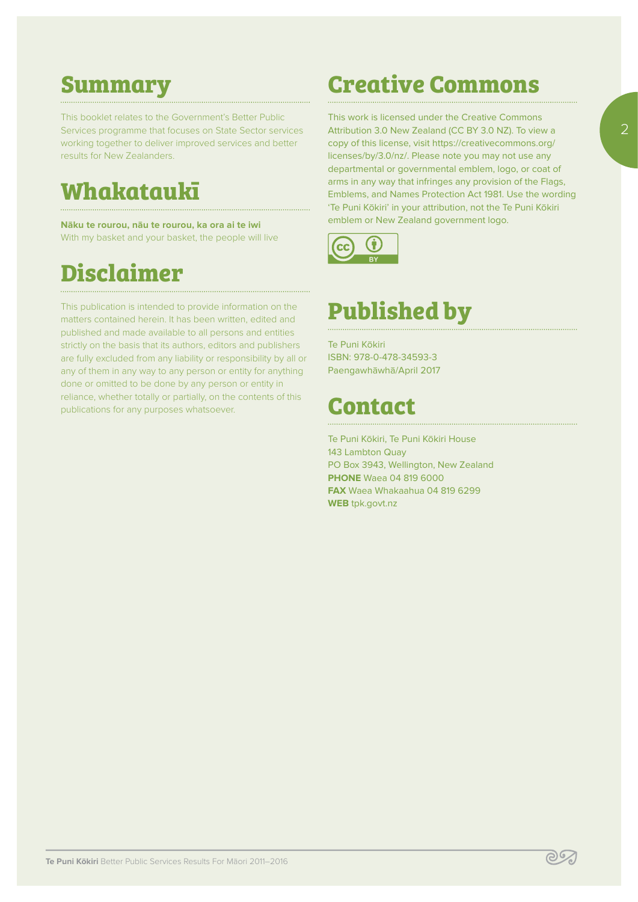## Summary

This booklet relates to the Government's Better Public Services programme that focuses on State Sector services working together to deliver improved services and better results for New Zealanders.

## Whakataukī

**Nāku te rourou, nāu te rourou, ka ora ai te iwi**
With my basket and your basket, the people will live

## Disclaimer

This publication is intended to provide information on the matters contained herein. It has been written, edited and published and made available to all persons and entities strictly on the basis that its authors, editors and publishers are fully excluded from any liability or responsibility by all or any of them in any way to any person or entity for anything done or omitted to be done by any person or entity in reliance, whether totally or partially, on the contents of this publications for any purposes whatsoever.

## Creative Commons

This work is licensed under the Creative Commons Attribution 3.0 New Zealand (CC BY 3.0 NZ). To view a copy of this license, visit https://creativecommons.org/licenses/by/3.0/nz/. Please note you may not use any departmental or governmental emblem, logo, or coat of arms in any way that infringes any provision of the Flags, Emblems, and Names Protection Act 1981. Use the wording 'Te Puni Kōkiri' in your attribution, not the Te Puni Kōkiri emblem or New Zealand government logo.

## Published by

Te Puni Kōkiri
ISBN: 978-0-478-34593-3
Paengawhāwhā/April 2017

## Contact

Te Puni Kōkiri, Te Puni Kōkiri House
143 Lambton Quay
PO Box 3943, Wellington, New Zealand
**PHONE** Waea 04 819 6000
**FAX** Waea Whakaahua 04 819 6299
**WEB** tpk.govt.nz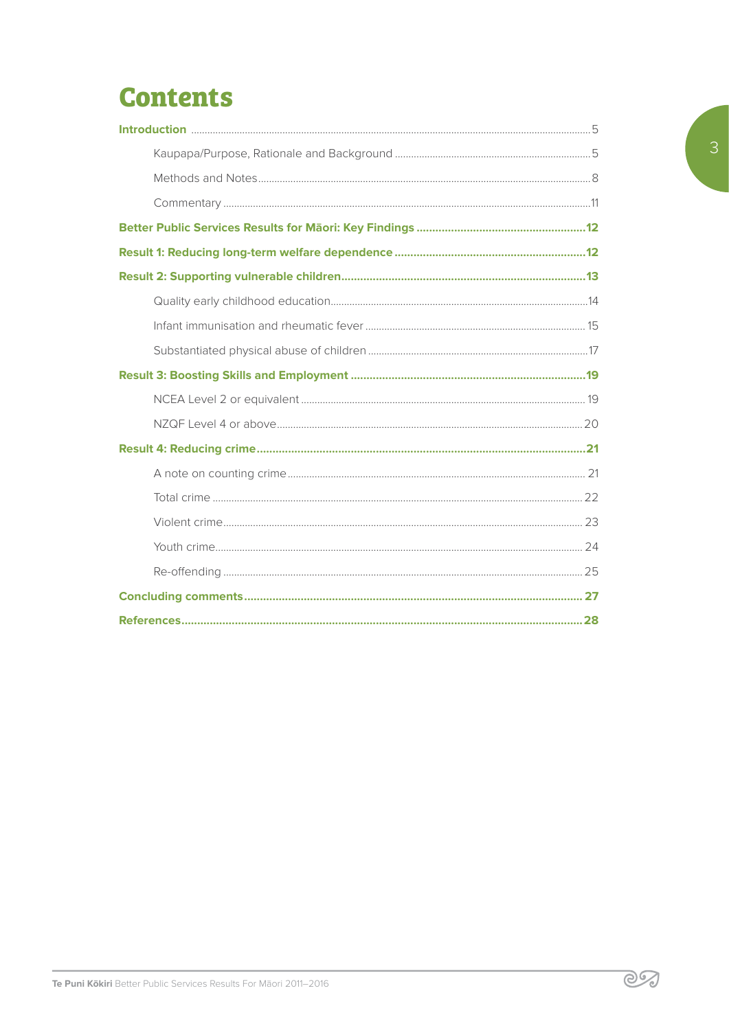# Contents

**Introduction** ....... 5

- Kaupapa/Purpose, Rationale and Background ....... 5
- Methods and Notes ....... 8
- Commentary ....... 11

**Better Public Services Results for Māori: Key Findings** ....... 12

**Result 1: Reducing long-term welfare dependence** ....... 12

**Result 2: Supporting vulnerable children** ....... 13

- Quality early childhood education ....... 14
- Infant immunisation and rheumatic fever ....... 15
- Substantiated physical abuse of children ....... 17

**Result 3: Boosting Skills and Employment** ....... 19

- NCEA Level 2 or equivalent ....... 19
- NZQF Level 4 or above ....... 20

**Result 4: Reducing crime** ....... 21

- A note on counting crime ....... 21
- Total crime ....... 22
- Violent crime ....... 23
- Youth crime ....... 24
- Re-offending ....... 25

**Concluding comments** ....... 27

**References** ....... 28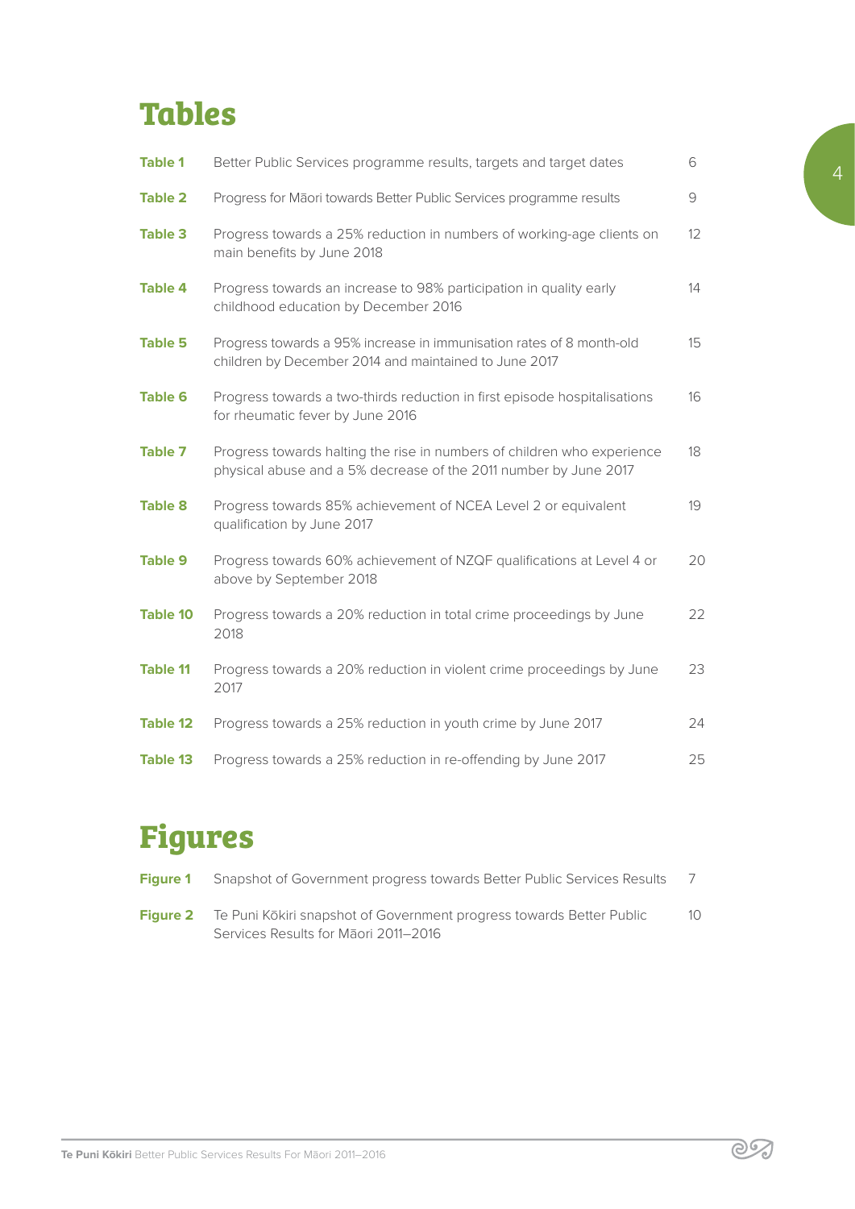# Tables

| | | |
|---|---|---|
| **Table 1** | Better Public Services programme results, targets and target dates | 6 |
| **Table 2** | Progress for Māori towards Better Public Services programme results | 9 |
| **Table 3** | Progress towards a 25% reduction in numbers of working-age clients on main benefits by June 2018 | 12 |
| **Table 4** | Progress towards an increase to 98% participation in quality early childhood education by December 2016 | 14 |
| **Table 5** | Progress towards a 95% increase in immunisation rates of 8 month-old children by December 2014 and maintained to June 2017 | 15 |
| **Table 6** | Progress towards a two-thirds reduction in first episode hospitalisations for rheumatic fever by June 2016 | 16 |
| **Table 7** | Progress towards halting the rise in numbers of children who experience physical abuse and a 5% decrease of the 2011 number by June 2017 | 18 |
| **Table 8** | Progress towards 85% achievement of NCEA Level 2 or equivalent qualification by June 2017 | 19 |
| **Table 9** | Progress towards 60% achievement of NZQF qualifications at Level 4 or above by September 2018 | 20 |
| **Table 10** | Progress towards a 20% reduction in total crime proceedings by June 2018 | 22 |
| **Table 11** | Progress towards a 20% reduction in violent crime proceedings by June 2017 | 23 |
| **Table 12** | Progress towards a 25% reduction in youth crime by June 2017 | 24 |
| **Table 13** | Progress towards a 25% reduction in re-offending by June 2017 | 25 |

# Figures

| | | |
|---|---|---|
| **Figure 1** | Snapshot of Government progress towards Better Public Services Results | 7 |
| **Figure 2** | Te Puni Kōkiri snapshot of Government progress towards Better Public Services Results for Māori 2011–2016 | 10 |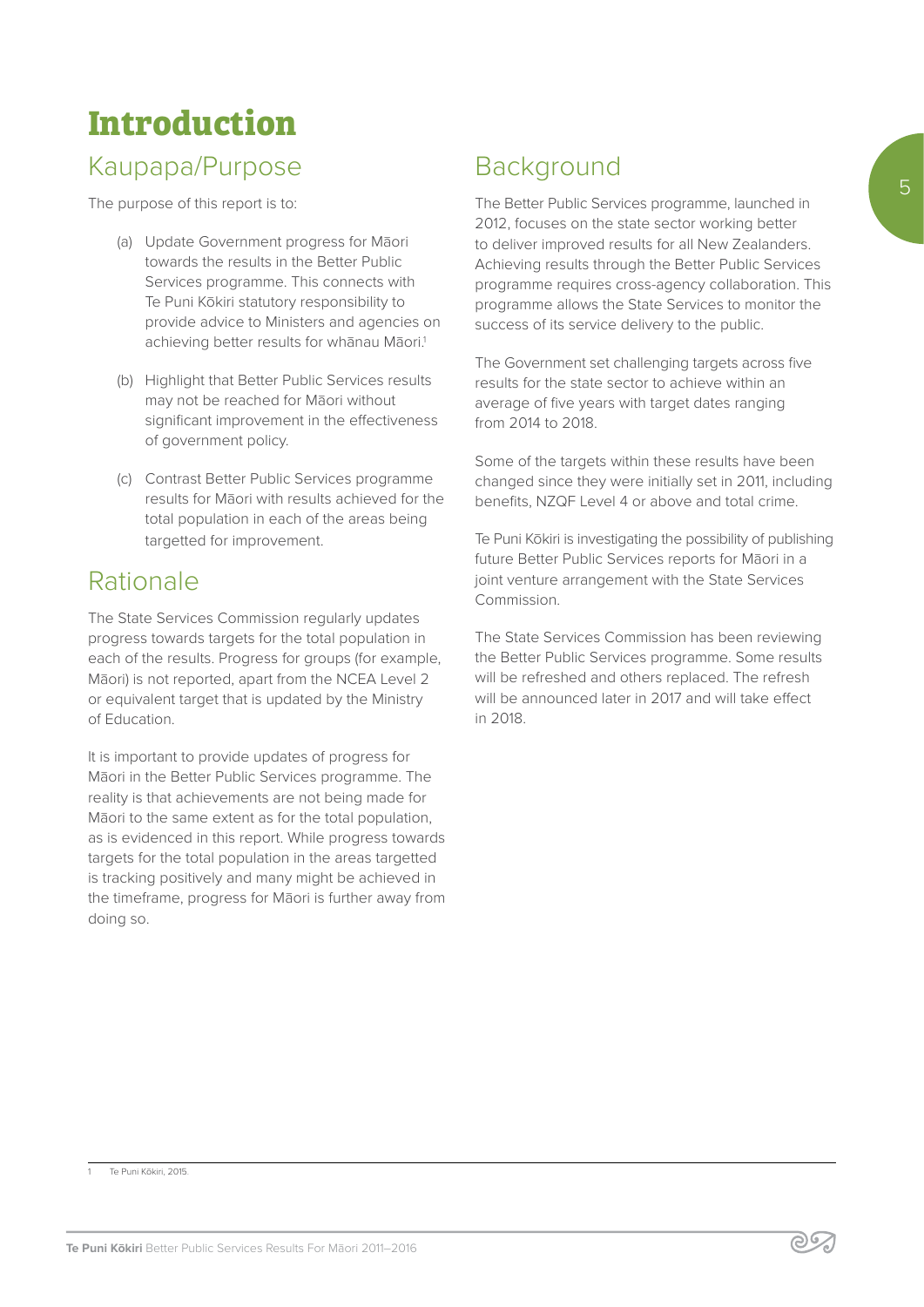# Introduction

## Kaupapa/Purpose

The purpose of this report is to:

(a) Update Government progress for Māori towards the results in the Better Public Services programme. This connects with Te Puni Kōkiri statutory responsibility to provide advice to Ministers and agencies on achieving better results for whānau Māori.[1]

(b) Highlight that Better Public Services results may not be reached for Māori without significant improvement in the effectiveness of government policy.

(c) Contrast Better Public Services programme results for Māori with results achieved for the total population in each of the areas being targetted for improvement.

## Rationale

The State Services Commission regularly updates progress towards targets for the total population in each of the results. Progress for groups (for example, Māori) is not reported, apart from the NCEA Level 2 or equivalent target that is updated by the Ministry of Education.

It is important to provide updates of progress for Māori in the Better Public Services programme. The reality is that achievements are not being made for Māori to the same extent as for the total population, as is evidenced in this report. While progress towards targets for the total population in the areas targetted is tracking positively and many might be achieved in the timeframe, progress for Māori is further away from doing so.

## Background

The Better Public Services programme, launched in 2012, focuses on the state sector working better to deliver improved results for all New Zealanders. Achieving results through the Better Public Services programme requires cross-agency collaboration. This programme allows the State Services to monitor the success of its service delivery to the public.

The Government set challenging targets across five results for the state sector to achieve within an average of five years with target dates ranging from 2014 to 2018.

Some of the targets within these results have been changed since they were initially set in 2011, including benefits, NZQF Level 4 or above and total crime.

Te Puni Kōkiri is investigating the possibility of publishing future Better Public Services reports for Māori in a joint venture arrangement with the State Services Commission.

The State Services Commission has been reviewing the Better Public Services programme. Some results will be refreshed and others replaced. The refresh will be announced later in 2017 and will take effect in 2018.

---

1 Te Puni Kōkiri, 2015.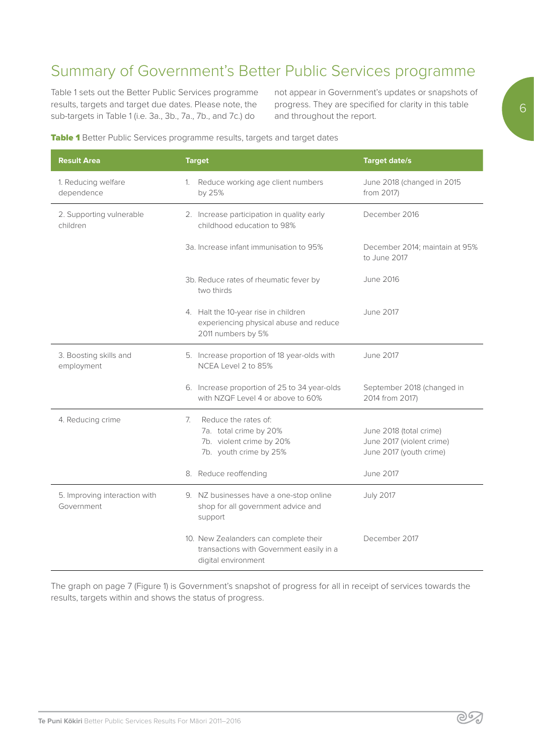# Summary of Government's Better Public Services programme

Table 1 sets out the Better Public Services programme results, targets and target due dates. Please note, the sub-targets in Table 1 (i.e. 3a., 3b., 7a., 7b., and 7c.) do not appear in Government's updates or snapshots of progress. They are specified for clarity in this table and throughout the report.

**Table 1** Better Public Services programme results, targets and target dates

| Result Area | Target | Target date/s |
|---|---|---|
| 1. Reducing welfare dependence | 1. Reduce working age client numbers by 25% | June 2018 (changed in 2015 from 2017) |
| 2. Supporting vulnerable children | 2. Increase participation in quality early childhood education to 98% | December 2016 |
| | 3a. Increase infant immunisation to 95% | December 2014; maintain at 95% to June 2017 |
| | 3b. Reduce rates of rheumatic fever by two thirds | June 2016 |
| | 4. Halt the 10-year rise in children experiencing physical abuse and reduce 2011 numbers by 5% | June 2017 |
| 3. Boosting skills and employment | 5. Increase proportion of 18 year-olds with NCEA Level 2 to 85% | June 2017 |
| | 6. Increase proportion of 25 to 34 year-olds with NZQF Level 4 or above to 60% | September 2018 (changed in 2014 from 2017) |
| 4. Reducing crime | 7. Reduce the rates of:<br>7a. total crime by 20%<br>7b. violent crime by 20%<br>7b. youth crime by 25% | June 2018 (total crime)<br>June 2017 (violent crime)<br>June 2017 (youth crime) |
| | 8. Reduce reoffending | June 2017 |
| 5. Improving interaction with Government | 9. NZ businesses have a one-stop online shop for all government advice and support | July 2017 |
| | 10. New Zealanders can complete their transactions with Government easily in a digital environment | December 2017 |

The graph on page 7 (Figure 1) is Government's snapshot of progress for all in receipt of services towards the results, targets within and shows the status of progress.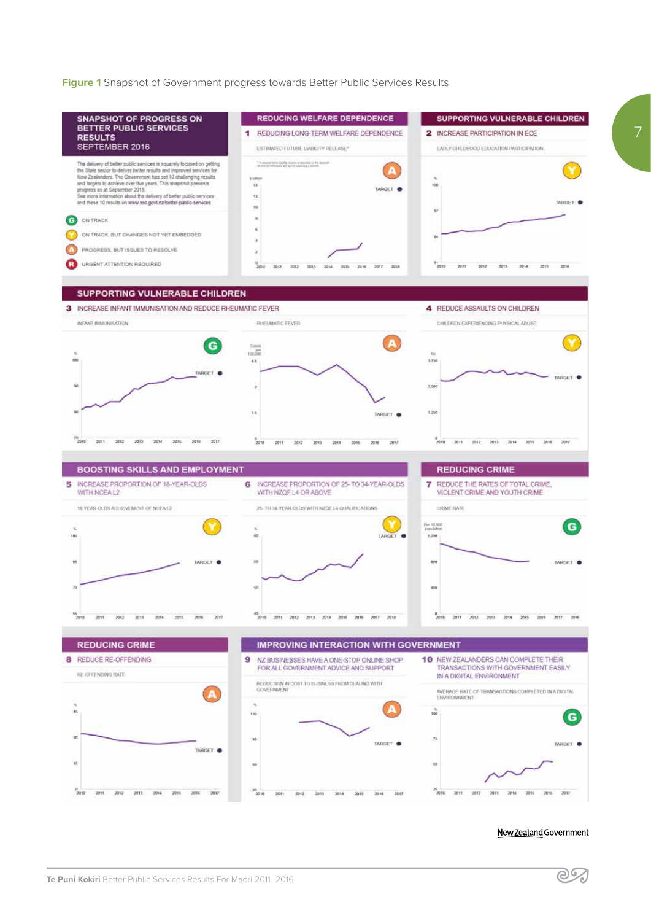**Figure 1** Snapshot of Government progress towards Better Public Services Results

## SNAPSHOT OF PROGRESS ON BETTER PUBLIC SERVICES RESULTS
SEPTEMBER 2016

The delivery of better public services is squarely focused on getting the State sector to deliver better results and improved services for New Zealanders. The Government has set 10 challenging results and targets to achieve over five years. This snapshot presents progress as at September 2016.
See more information about the delivery of better public services and these 10 results on www.ssc.govt.nz/better-public-services

- G ON TRACK
- Y ON TRACK, BUT CHANGES NOT YET EMBEDDED
- A PROGRESS, BUT ISSUES TO RESOLVE
- R URGENT ATTENTION REQUIRED

### REDUCING WELFARE DEPENDENCE

**1** REDUCING LONG-TERM WELFARE DEPENDENCE — ESTIMATED FUTURE LIABILITY RELEASE* — A

### SUPPORTING VULNERABLE CHILDREN

**2** INCREASE PARTICIPATION IN ECE — EARLY CHILDHOOD EDUCATION PARTICIPATION — Y

**3** INCREASE INFANT IMMUNISATION AND REDUCE RHEUMATIC FEVER — INFANT IMMUNISATION — G; RHEUMATIC FEVER — A

**4** REDUCE ASSAULTS ON CHILDREN — CHILDREN EXPERIENCING PHYSICAL ABUSE — Y

### BOOSTING SKILLS AND EMPLOYMENT

**5** INCREASE PROPORTION OF 18-YEAR-OLDS WITH NCEA L2 — 18-YEAR-OLDS ACHIEVEMENT OF NCEA L2 — Y

**6** INCREASE PROPORTION OF 25- TO 34-YEAR-OLDS WITH NZQF L4 OR ABOVE — 25- TO 34-YEAR-OLDS WITH NZQF L4 QUALIFICATIONS — Y

### REDUCING CRIME

**7** REDUCE THE RATES OF TOTAL CRIME, VIOLENT CRIME AND YOUTH CRIME — CRIME RATE — G

**8** REDUCE RE-OFFENDING — RE-OFFENDING RATE — A

### IMPROVING INTERACTION WITH GOVERNMENT

**9** NZ BUSINESSES HAVE A ONE-STOP ONLINE SHOP FOR ALL GOVERNMENT ADVICE AND SUPPORT — REDUCTION IN COST TO BUSINESS FROM DEALING WITH GOVERNMENT — A

**10** NEW ZEALANDERS CAN COMPLETE THEIR TRANSACTIONS WITH GOVERNMENT EASILY IN A DIGITAL ENVIRONMENT — AVERAGE RATE OF TRANSACTIONS COMPLETED IN A DIGITAL ENVIRONMENT — G

New Zealand Government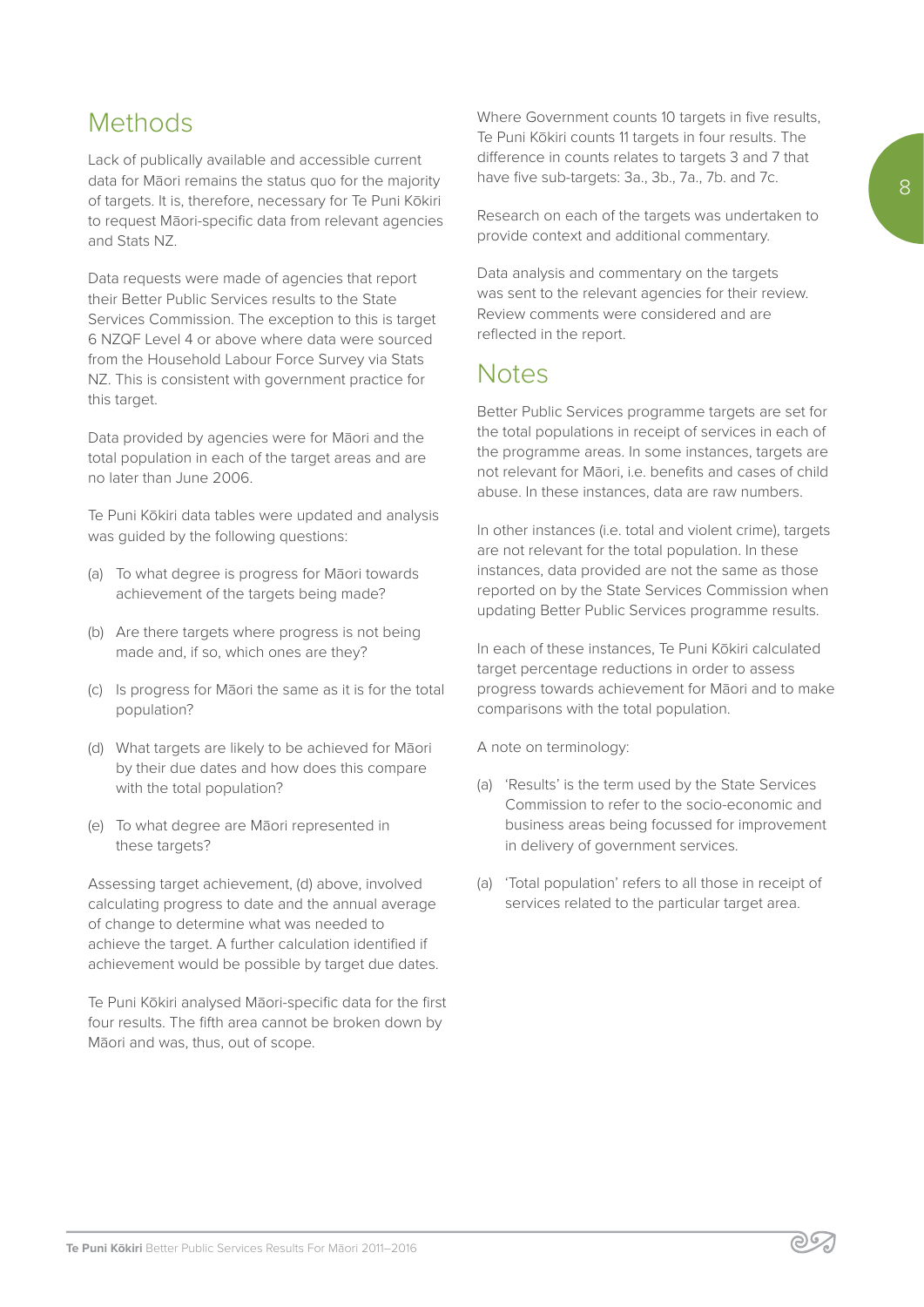## Methods

Lack of publically available and accessible current data for Māori remains the status quo for the majority of targets. It is, therefore, necessary for Te Puni Kōkiri to request Māori-specific data from relevant agencies and Stats NZ.

Data requests were made of agencies that report their Better Public Services results to the State Services Commission. The exception to this is target 6 NZQF Level 4 or above where data were sourced from the Household Labour Force Survey via Stats NZ. This is consistent with government practice for this target.

Data provided by agencies were for Māori and the total population in each of the target areas and are no later than June 2006.

Te Puni Kōkiri data tables were updated and analysis was guided by the following questions:

(a) To what degree is progress for Māori towards achievement of the targets being made?

(b) Are there targets where progress is not being made and, if so, which ones are they?

(c) Is progress for Māori the same as it is for the total population?

(d) What targets are likely to be achieved for Māori by their due dates and how does this compare with the total population?

(e) To what degree are Māori represented in these targets?

Assessing target achievement, (d) above, involved calculating progress to date and the annual average of change to determine what was needed to achieve the target. A further calculation identified if achievement would be possible by target due dates.

Te Puni Kōkiri analysed Māori-specific data for the first four results. The fifth area cannot be broken down by Māori and was, thus, out of scope.

Where Government counts 10 targets in five results, Te Puni Kōkiri counts 11 targets in four results. The difference in counts relates to targets 3 and 7 that have five sub-targets: 3a., 3b., 7a., 7b. and 7c.

Research on each of the targets was undertaken to provide context and additional commentary.

Data analysis and commentary on the targets was sent to the relevant agencies for their review. Review comments were considered and are reflected in the report.

## Notes

Better Public Services programme targets are set for the total populations in receipt of services in each of the programme areas. In some instances, targets are not relevant for Māori, i.e. benefits and cases of child abuse. In these instances, data are raw numbers.

In other instances (i.e. total and violent crime), targets are not relevant for the total population. In these instances, data provided are not the same as those reported on by the State Services Commission when updating Better Public Services programme results.

In each of these instances, Te Puni Kōkiri calculated target percentage reductions in order to assess progress towards achievement for Māori and to make comparisons with the total population.

A note on terminology:

(a) 'Results' is the term used by the State Services Commission to refer to the socio-economic and business areas being focussed for improvement in delivery of government services.

(a) 'Total population' refers to all those in receipt of services related to the particular target area.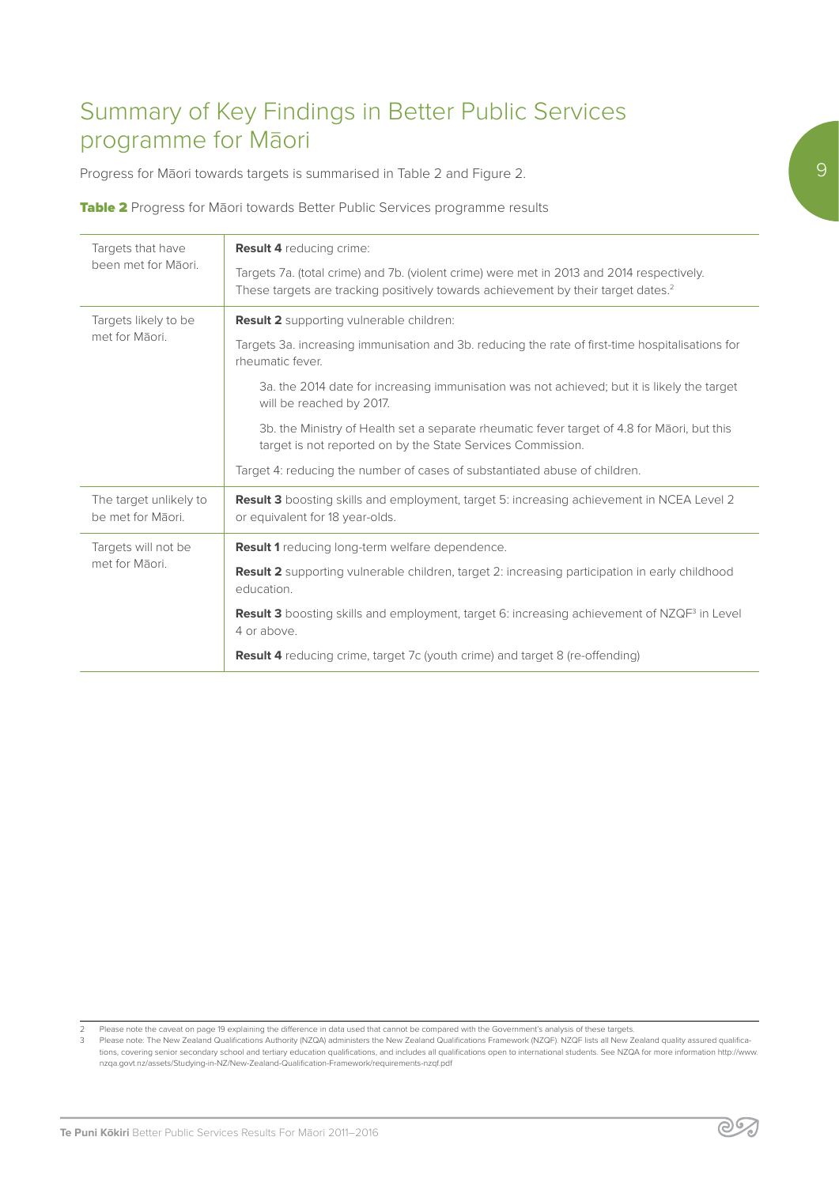# Summary of Key Findings in Better Public Services programme for Māori

Progress for Māori towards targets is summarised in Table 2 and Figure 2.

**Table 2** Progress for Māori towards Better Public Services programme results

| | |
|---|---|
| Targets that have been met for Māori. | **Result 4** reducing crime:<br><br>Targets 7a. (total crime) and 7b. (violent crime) were met in 2013 and 2014 respectively. These targets are tracking positively towards achievement by their target dates.[2] |
| Targets likely to be met for Māori. | **Result 2** supporting vulnerable children:<br><br>Targets 3a. increasing immunisation and 3b. reducing the rate of first-time hospitalisations for rheumatic fever.<br><br>3a. the 2014 date for increasing immunisation was not achieved; but it is likely the target will be reached by 2017.<br><br>3b. the Ministry of Health set a separate rheumatic fever target of 4.8 for Māori, but this target is not reported on by the State Services Commission.<br><br>Target 4: reducing the number of cases of substantiated abuse of children. |
| The target unlikely to be met for Māori. | **Result 3** boosting skills and employment, target 5: increasing achievement in NCEA Level 2 or equivalent for 18 year-olds. |
| Targets will not be met for Māori. | **Result 1** reducing long-term welfare dependence.<br><br>**Result 2** supporting vulnerable children, target 2: increasing participation in early childhood education.<br><br>**Result 3** boosting skills and employment, target 6: increasing achievement of NZQF[3] in Level 4 or above.<br><br>**Result 4** reducing crime, target 7c (youth crime) and target 8 (re-offending) |

2 Please note the caveat on page 19 explaining the difference in data used that cannot be compared with the Government's analysis of these targets.

3 Please note: The New Zealand Qualifications Authority (NZQA) administers the New Zealand Qualifications Framework (NZQF). NZQF lists all New Zealand quality assured qualifications, covering senior secondary school and tertiary education qualifications, and includes all qualifications open to international students. See NZQA for more information http://www.nzqa.govt.nz/assets/Studying-in-NZ/New-Zealand-Qualification-Framework/requirements-nzqf.pdf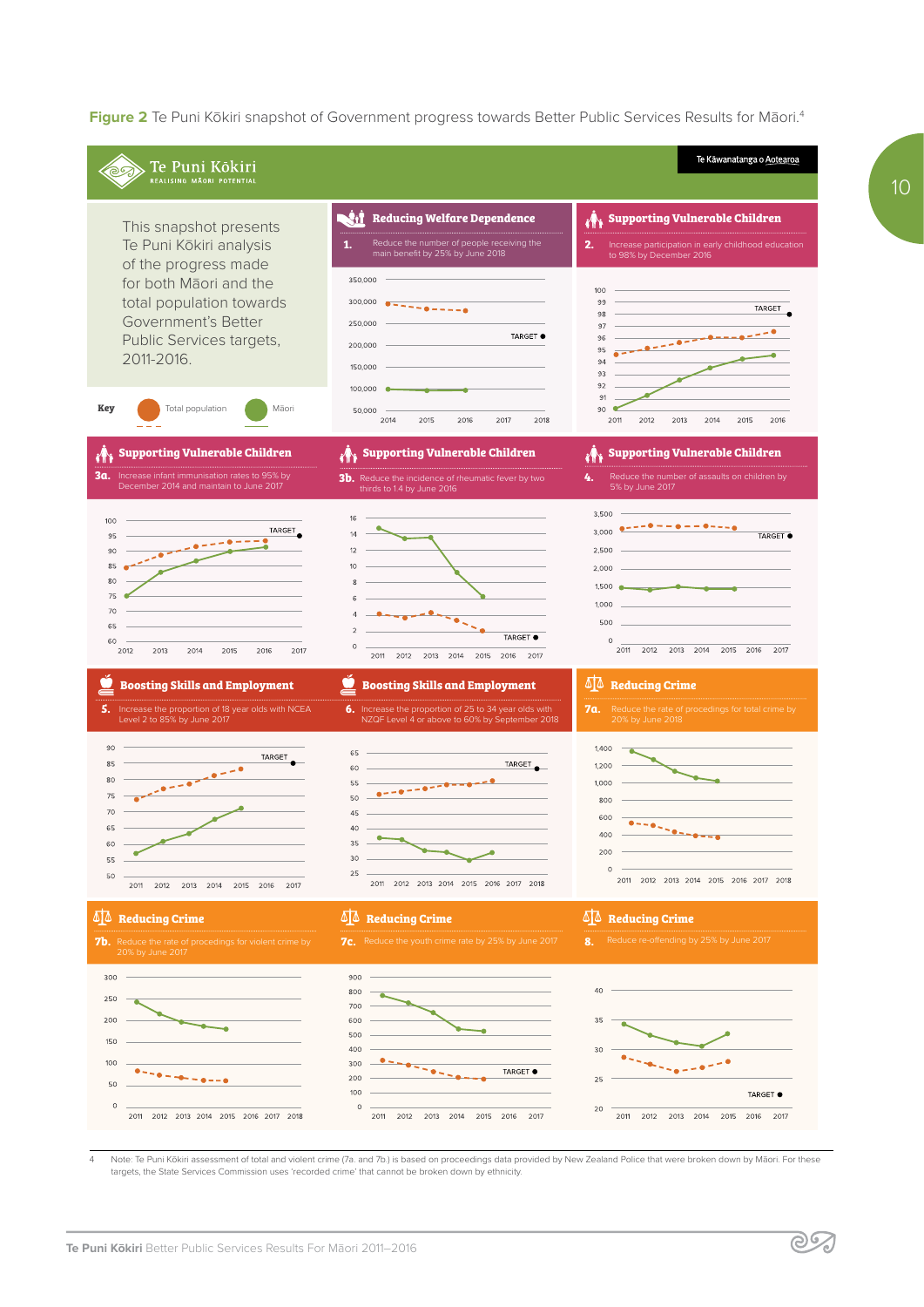**Figure 2** Te Puni Kōkiri snapshot of Government progress towards Better Public Services Results for Māori.[4]

Te Puni Kōkiri
REALISING MĀORI POTENTIAL

Te Kāwanatanga o Aotearoa

This snapshot presents Te Puni Kōkiri analysis of the progress made for both Māori and the total population towards Government's Better Public Services targets, 2011-2016.

**Key** Total population — Māori

### Reducing Welfare Dependence

**1.** Reduce the number of people receiving the main benefit by 25% by June 2018

### Supporting Vulnerable Children

**2.** Increase participation in early childhood education to 98% by December 2016

### Supporting Vulnerable Children

**3a.** Increase infant immunisation rates to 95% by December 2014 and maintain to June 2017

### Supporting Vulnerable Children

**3b.** Reduce the incidence of rheumatic fever by two thirds to 1.4 by June 2016

### Supporting Vulnerable Children

**4.** Reduce the number of assaults on children by 5% by June 2017

### Boosting Skills and Employment

**5.** Increase the proportion of 18 year olds with NCEA Level 2 to 85% by June 2017

### Boosting Skills and Employment

**6.** Increase the proportion of 25 to 34 year olds with NZQF Level 4 or above to 60% by September 2018

### Reducing Crime

**7a.** Reduce the rate of procedings for total crime by 20% by June 2018

### Reducing Crime

**7b.** Reduce the rate of procedings for violent crime by 20% by June 2017

### Reducing Crime

**7c.** Reduce the youth crime rate by 25% by June 2017

### Reducing Crime

**8.** Reduce re-offending by 25% by June 2017

4 Note: Te Puni Kōkiri assessment of total and violent crime (7a. and 7b.) is based on proceedings data provided by New Zealand Police that were broken down by Māori. For these targets, the State Services Commission uses 'recorded crime' that cannot be broken down by ethnicity.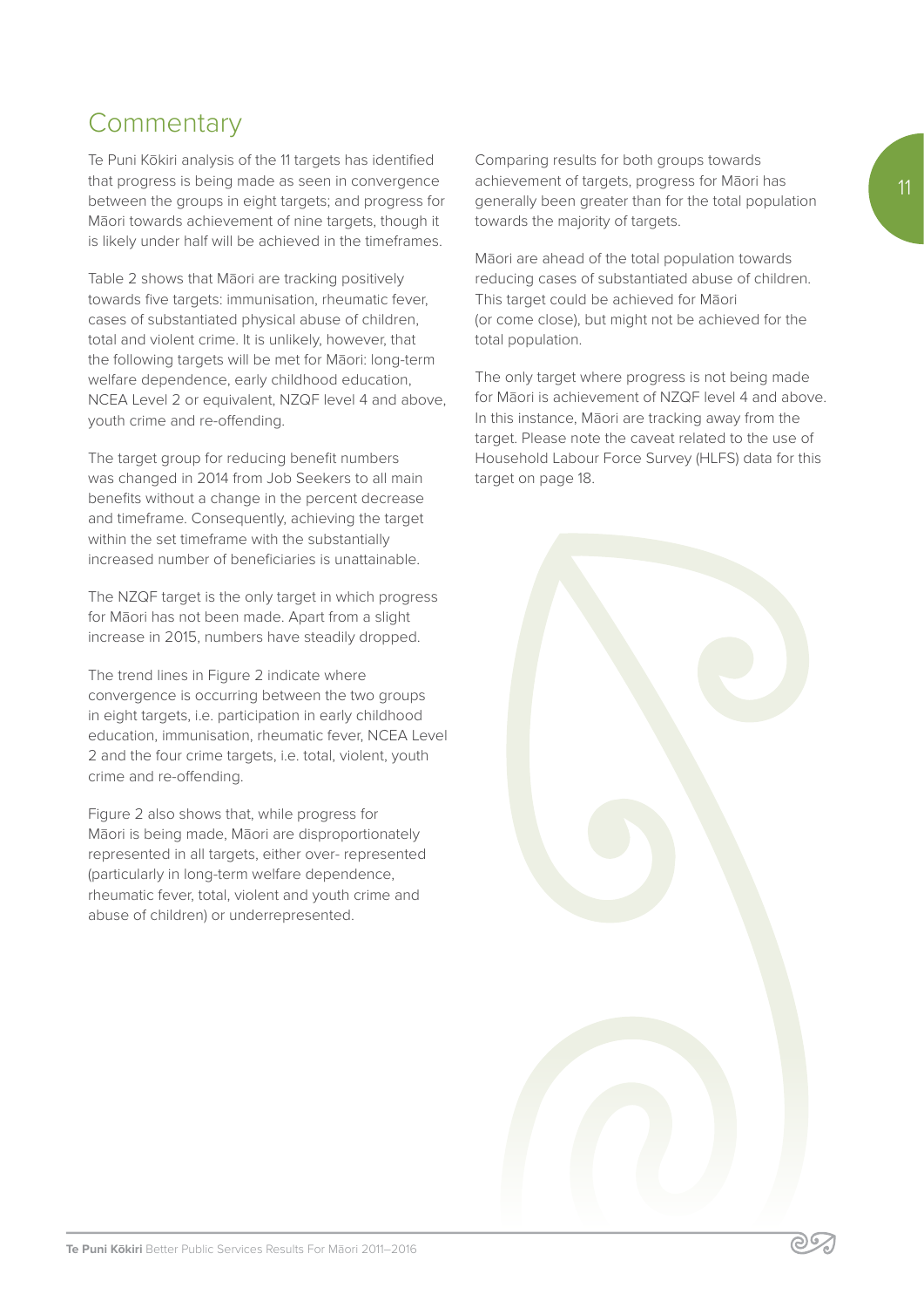## Commentary

Te Puni Kōkiri analysis of the 11 targets has identified that progress is being made as seen in convergence between the groups in eight targets; and progress for Māori towards achievement of nine targets, though it is likely under half will be achieved in the timeframes.

Table 2 shows that Māori are tracking positively towards five targets: immunisation, rheumatic fever, cases of substantiated physical abuse of children, total and violent crime. It is unlikely, however, that the following targets will be met for Māori: long-term welfare dependence, early childhood education, NCEA Level 2 or equivalent, NZQF level 4 and above, youth crime and re-offending.

The target group for reducing benefit numbers was changed in 2014 from Job Seekers to all main benefits without a change in the percent decrease and timeframe. Consequently, achieving the target within the set timeframe with the substantially increased number of beneficiaries is unattainable.

The NZQF target is the only target in which progress for Māori has not been made. Apart from a slight increase in 2015, numbers have steadily dropped.

The trend lines in Figure 2 indicate where convergence is occurring between the two groups in eight targets, i.e. participation in early childhood education, immunisation, rheumatic fever, NCEA Level 2 and the four crime targets, i.e. total, violent, youth crime and re-offending.

Figure 2 also shows that, while progress for Māori is being made, Māori are disproportionately represented in all targets, either over- represented (particularly in long-term welfare dependence, rheumatic fever, total, violent and youth crime and abuse of children) or underrepresented.

Comparing results for both groups towards achievement of targets, progress for Māori has generally been greater than for the total population towards the majority of targets.

Māori are ahead of the total population towards reducing cases of substantiated abuse of children. This target could be achieved for Māori (or come close), but might not be achieved for the total population.

The only target where progress is not being made for Māori is achievement of NZQF level 4 and above. In this instance, Māori are tracking away from the target. Please note the caveat related to the use of Household Labour Force Survey (HLFS) data for this target on page 18.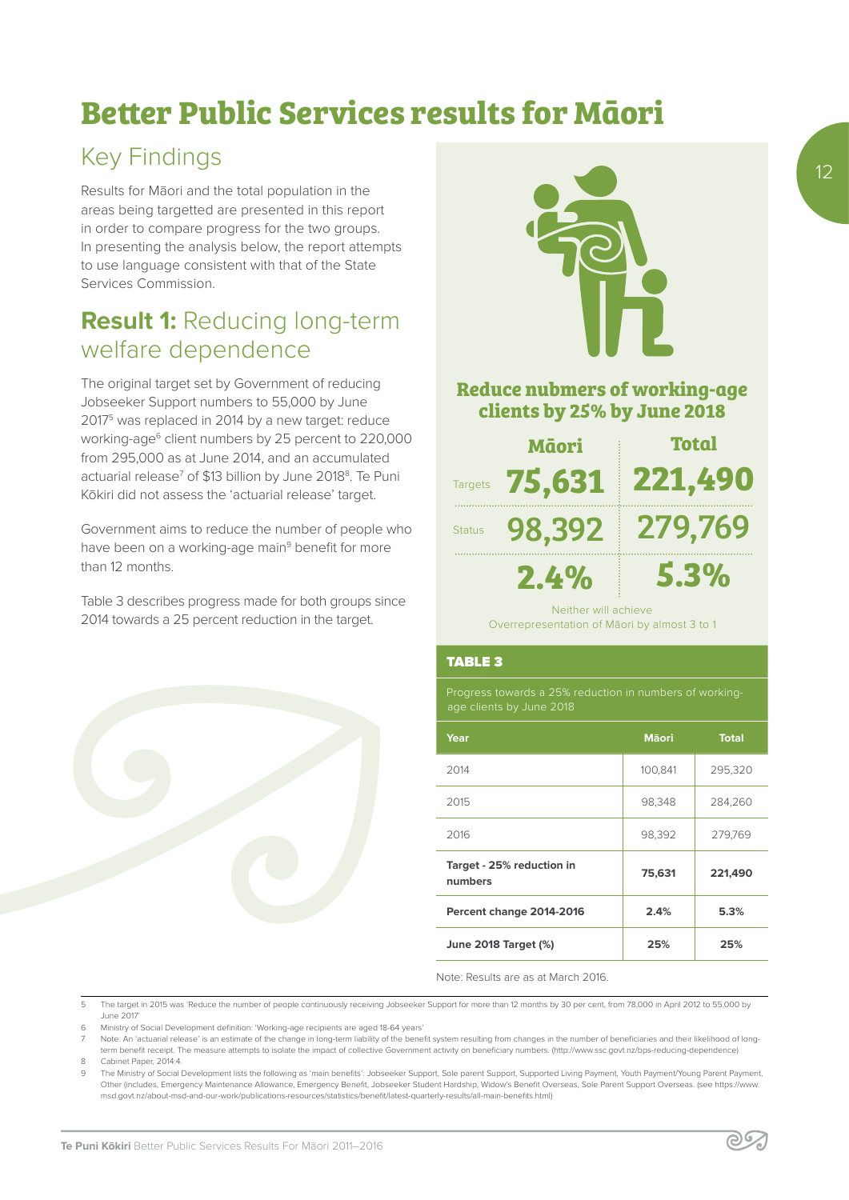# Better Public Services results for Māori

## Key Findings

Results for Māori and the total population in the areas being targetted are presented in this report in order to compare progress for the two groups. In presenting the analysis below, the report attempts to use language consistent with that of the State Services Commission.

## Result 1: Reducing long-term welfare dependence

The original target set by Government of reducing Jobseeker Support numbers to 55,000 by June 2017[5] was replaced in 2014 by a new target: reduce working-age[6] client numbers by 25 percent to 220,000 from 295,000 as at June 2014, and an accumulated actuarial release[7] of $13 billion by June 2018[8]. Te Puni Kōkiri did not assess the 'actuarial release' target.

Government aims to reduce the number of people who have been on a working-age main[9] benefit for more than 12 months.

Table 3 describes progress made for both groups since 2014 towards a 25 percent reduction in the target.

### Reduce nubmers of working-age clients by 25% by June 2018

| | Māori | Total |
|---|---|---|
| Targets | 75,631 | 221,490 |
| Status | 98,392 | 279,769 |
| | 2.4% | 5.3% |

Neither will achieve
Overrepresentation of Māori by almost 3 to 1

**TABLE 3**

Progress towards a 25% reduction in numbers of working-age clients by June 2018

| Year | Māori | Total |
|---|---|---|
| 2014 | 100,841 | 295,320 |
| 2015 | 98,348 | 284,260 |
| 2016 | 98,392 | 279,769 |
| **Target - 25% reduction in numbers** | **75,631** | **221,490** |
| **Percent change 2014-2016** | **2.4%** | **5.3%** |
| **June 2018 Target (%)** | **25%** | **25%** |

Note: Results are as at March 2016.

---

5 The target in 2015 was 'Reduce the number of people continuously receiving Jobseeker Support for more than 12 months by 30 per cent, from 78,000 in April 2012 to 55,000 by June 2017'

6 Ministry of Social Development definition: 'Working-age recipients are aged 18-64 years'

7 Note: An 'actuarial release' is an estimate of the change in long-term liability of the benefit system resulting from changes in the number of beneficiaries and their likelihood of long-term benefit receipt. The measure attempts to isolate the impact of collective Government activity on beneficiary numbers. (http://www.ssc.govt.nz/bps-reducing-dependence)

8 Cabinet Paper, 2014:4.

9 The Ministry of Social Development lists the following as 'main benefits': Jobseeker Support, Sole parent Support, Supported Living Payment, Youth Payment/Young Parent Payment, Other (includes, Emergency Maintenance Allowance, Emergency Benefit, Jobseeker Student Hardship, Widow's Benefit Overseas, Sole Parent Support Overseas. (see https://www.msd.govt.nz/about-msd-and-our-work/publications-resources/statistics/benefit/latest-quarterly-results/all-main-benefits.html)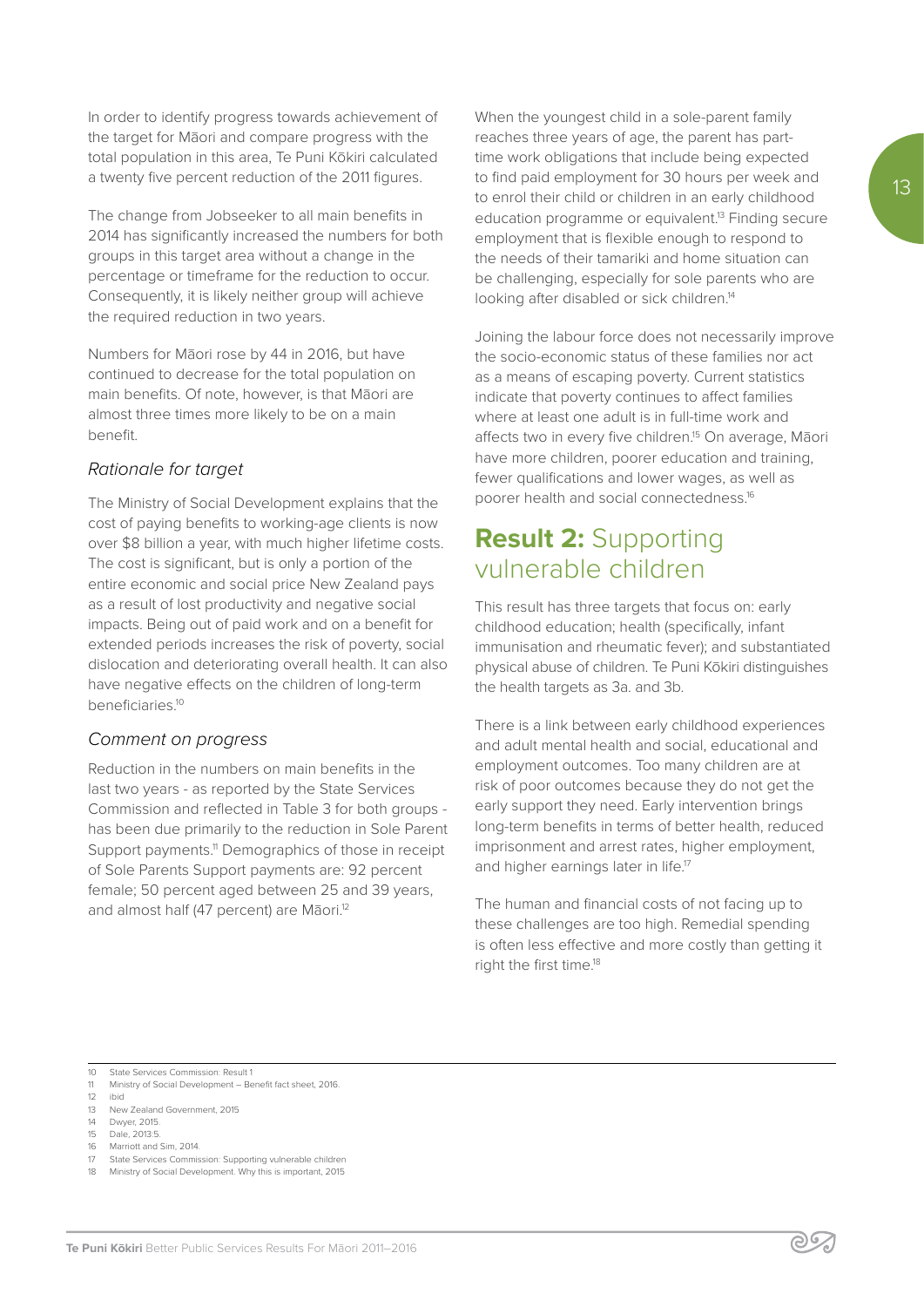In order to identify progress towards achievement of the target for Māori and compare progress with the total population in this area, Te Puni Kōkiri calculated a twenty five percent reduction of the 2011 figures.

The change from Jobseeker to all main benefits in 2014 has significantly increased the numbers for both groups in this target area without a change in the percentage or timeframe for the reduction to occur. Consequently, it is likely neither group will achieve the required reduction in two years.

Numbers for Māori rose by 44 in 2016, but have continued to decrease for the total population on main benefits. Of note, however, is that Māori are almost three times more likely to be on a main benefit.

### *Rationale for target*

The Ministry of Social Development explains that the cost of paying benefits to working-age clients is now over $8 billion a year, with much higher lifetime costs. The cost is significant, but is only a portion of the entire economic and social price New Zealand pays as a result of lost productivity and negative social impacts. Being out of paid work and on a benefit for extended periods increases the risk of poverty, social dislocation and deteriorating overall health. It can also have negative effects on the children of long-term beneficiaries.[10]

### *Comment on progress*

Reduction in the numbers on main benefits in the last two years - as reported by the State Services Commission and reflected in Table 3 for both groups - has been due primarily to the reduction in Sole Parent Support payments.[11] Demographics of those in receipt of Sole Parents Support payments are: 92 percent female; 50 percent aged between 25 and 39 years, and almost half (47 percent) are Māori.[12]

When the youngest child in a sole-parent family reaches three years of age, the parent has part-time work obligations that include being expected to find paid employment for 30 hours per week and to enrol their child or children in an early childhood education programme or equivalent.[13] Finding secure employment that is flexible enough to respond to the needs of their tamariki and home situation can be challenging, especially for sole parents who are looking after disabled or sick children.[14]

Joining the labour force does not necessarily improve the socio-economic status of these families nor act as a means of escaping poverty. Current statistics indicate that poverty continues to affect families where at least one adult is in full-time work and affects two in every five children.[15] On average, Māori have more children, poorer education and training, fewer qualifications and lower wages, as well as poorer health and social connectedness.[16]

## **Result 2:** Supporting vulnerable children

This result has three targets that focus on: early childhood education; health (specifically, infant immunisation and rheumatic fever); and substantiated physical abuse of children. Te Puni Kōkiri distinguishes the health targets as 3a. and 3b.

There is a link between early childhood experiences and adult mental health and social, educational and employment outcomes. Too many children are at risk of poor outcomes because they do not get the early support they need. Early intervention brings long-term benefits in terms of better health, reduced imprisonment and arrest rates, higher employment, and higher earnings later in life.[17]

The human and financial costs of not facing up to these challenges are too high. Remedial spending is often less effective and more costly than getting it right the first time.[18]

---

10 State Services Commission: Result 1
11 Ministry of Social Development – Benefit fact sheet, 2016.
12 ibid
13 New Zealand Government, 2015
14 Dwyer, 2015.
15 Dale, 2013:5.
16 Marriott and Sim, 2014.
17 State Services Commission: Supporting vulnerable children
18 Ministry of Social Development. Why this is important, 2015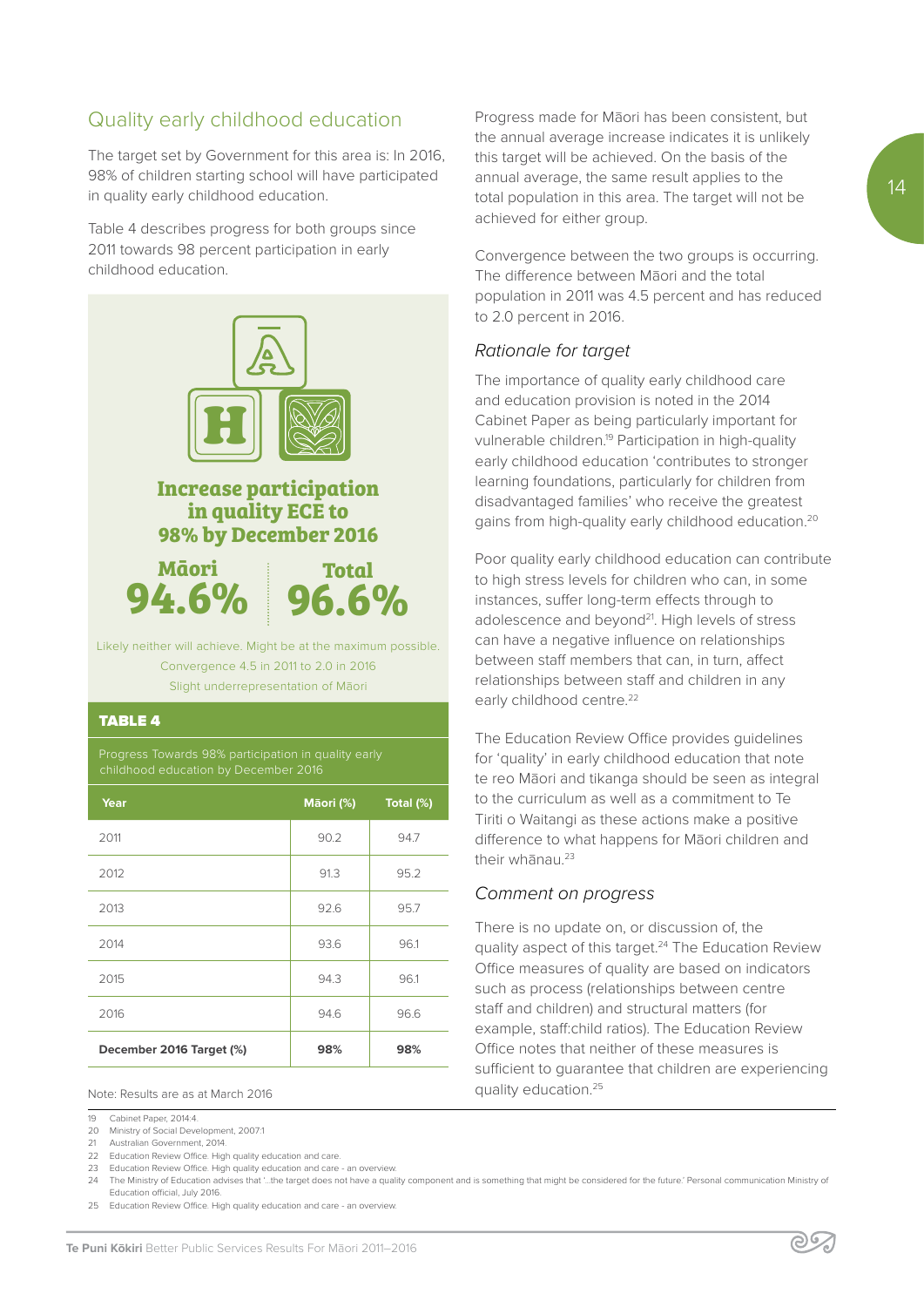## Quality early childhood education

The target set by Government for this area is: In 2016, 98% of children starting school will have participated in quality early childhood education.

Table 4 describes progress for both groups since 2011 towards 98 percent participation in early childhood education.

**Increase participation in quality ECE to 98% by December 2016**

**Māori 94.6%** | **Total 96.6%**

Likely neither will achieve. Might be at the maximum possible.
Convergence 4.5 in 2011 to 2.0 in 2016
Slight underrepresentation of Māori

**TABLE 4**

Progress Towards 98% participation in quality early childhood education by December 2016

| Year | Māori (%) | Total (%) |
|---|---|---|
| 2011 | 90.2 | 94.7 |
| 2012 | 91.3 | 95.2 |
| 2013 | 92.6 | 95.7 |
| 2014 | 93.6 | 96.1 |
| 2015 | 94.3 | 96.1 |
| 2016 | 94.6 | 96.6 |
| **December 2016 Target (%)** | **98%** | **98%** |

Note: Results are as at March 2016

Progress made for Māori has been consistent, but the annual average increase indicates it is unlikely this target will be achieved. On the basis of the annual average, the same result applies to the total population in this area. The target will not be achieved for either group.

Convergence between the two groups is occurring. The difference between Māori and the total population in 2011 was 4.5 percent and has reduced to 2.0 percent in 2016.

### *Rationale for target*

The importance of quality early childhood care and education provision is noted in the 2014 Cabinet Paper as being particularly important for vulnerable children.[19] Participation in high-quality early childhood education 'contributes to stronger learning foundations, particularly for children from disadvantaged families' who receive the greatest gains from high-quality early childhood education.[20]

Poor quality early childhood education can contribute to high stress levels for children who can, in some instances, suffer long-term effects through to adolescence and beyond[21]. High levels of stress can have a negative influence on relationships between staff members that can, in turn, affect relationships between staff and children in any early childhood centre.[22]

The Education Review Office provides guidelines for 'quality' in early childhood education that note te reo Māori and tikanga should be seen as integral to the curriculum as well as a commitment to Te Tiriti o Waitangi as these actions make a positive difference to what happens for Māori children and their whānau.[23]

### *Comment on progress*

There is no update on, or discussion of, the quality aspect of this target.[24] The Education Review Office measures of quality are based on indicators such as process (relationships between centre staff and children) and structural matters (for example, staff:child ratios). The Education Review Office notes that neither of these measures is sufficient to guarantee that children are experiencing quality education.[25]

---

19 Cabinet Paper, 2014:4.
20 Ministry of Social Development, 2007:1
21 Australian Government, 2014.
22 Education Review Office. High quality education and care.
23 Education Review Office. High quality education and care - an overview.
24 The Ministry of Education advises that '...the target does not have a quality component and is something that might be considered for the future.' Personal communication Ministry of Education official, July 2016.
25 Education Review Office. High quality education and care - an overview.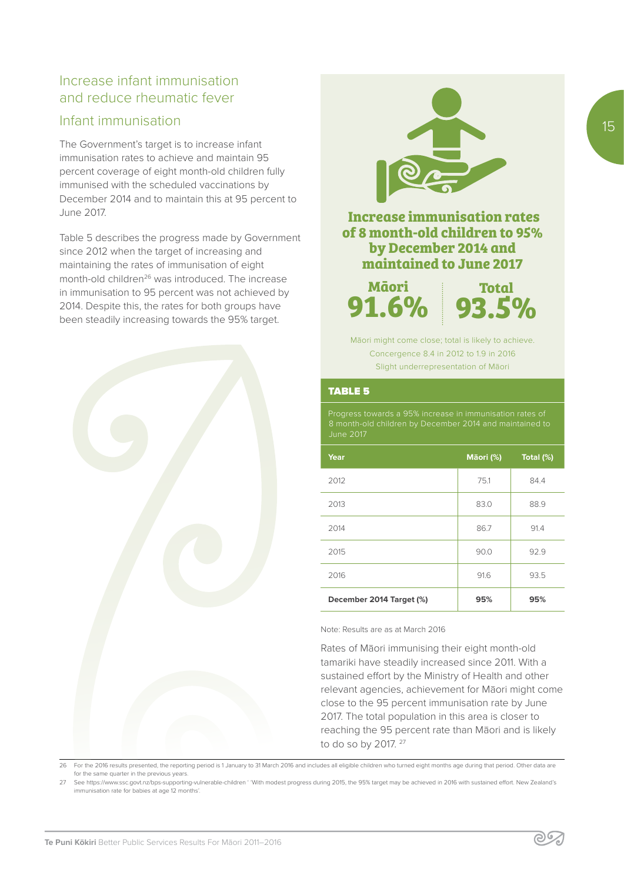## Increase infant immunisation and reduce rheumatic fever

### Infant immunisation

The Government's target is to increase infant immunisation rates to achieve and maintain 95 percent coverage of eight month-old children fully immunised with the scheduled vaccinations by December 2014 and to maintain this at 95 percent to June 2017.

Table 5 describes the progress made by Government since 2012 when the target of increasing and maintaining the rates of immunisation of eight month-old children[26] was introduced. The increase in immunisation to 95 percent was not achieved by 2014. Despite this, the rates for both groups have been steadily increasing towards the 95% target.

**Increase immunisation rates of 8 month-old children to 95% by December 2014 and maintained to June 2017**

**Māori**
**91.6%**

**Total**
**93.5%**

Māori might come close; total is likely to achieve.
Concergence 8.4 in 2012 to 1.9 in 2016
Slight underrepresentation of Māori

**TABLE 5**

Progress towards a 95% increase in immunisation rates of 8 month-old children by December 2014 and maintained to June 2017

| Year | Māori (%) | Total (%) |
|---|---|---|
| 2012 | 75.1 | 84.4 |
| 2013 | 83.0 | 88.9 |
| 2014 | 86.7 | 91.4 |
| 2015 | 90.0 | 92.9 |
| 2016 | 91.6 | 93.5 |
| **December 2014 Target (%)** | **95%** | **95%** |

Note: Results are as at March 2016

Rates of Māori immunising their eight month-old tamariki have steadily increased since 2011. With a sustained effort by the Ministry of Health and other relevant agencies, achievement for Māori might come close to the 95 percent immunisation rate by June 2017. The total population in this area is closer to reaching the 95 percent rate than Māori and is likely to do so by 2017.[27]

---

26 For the 2016 results presented, the reporting period is 1 January to 31 March 2016 and includes all eligible children who turned eight months age during that period. Other data are for the same quarter in the previous years.

27 See https://www.ssc.govt.nz/bps-supporting-vulnerable-children ' 'With modest progress during 2015, the 95% target may be achieved in 2016 with sustained effort. New Zealand's immunisation rate for babies at age 12 months'.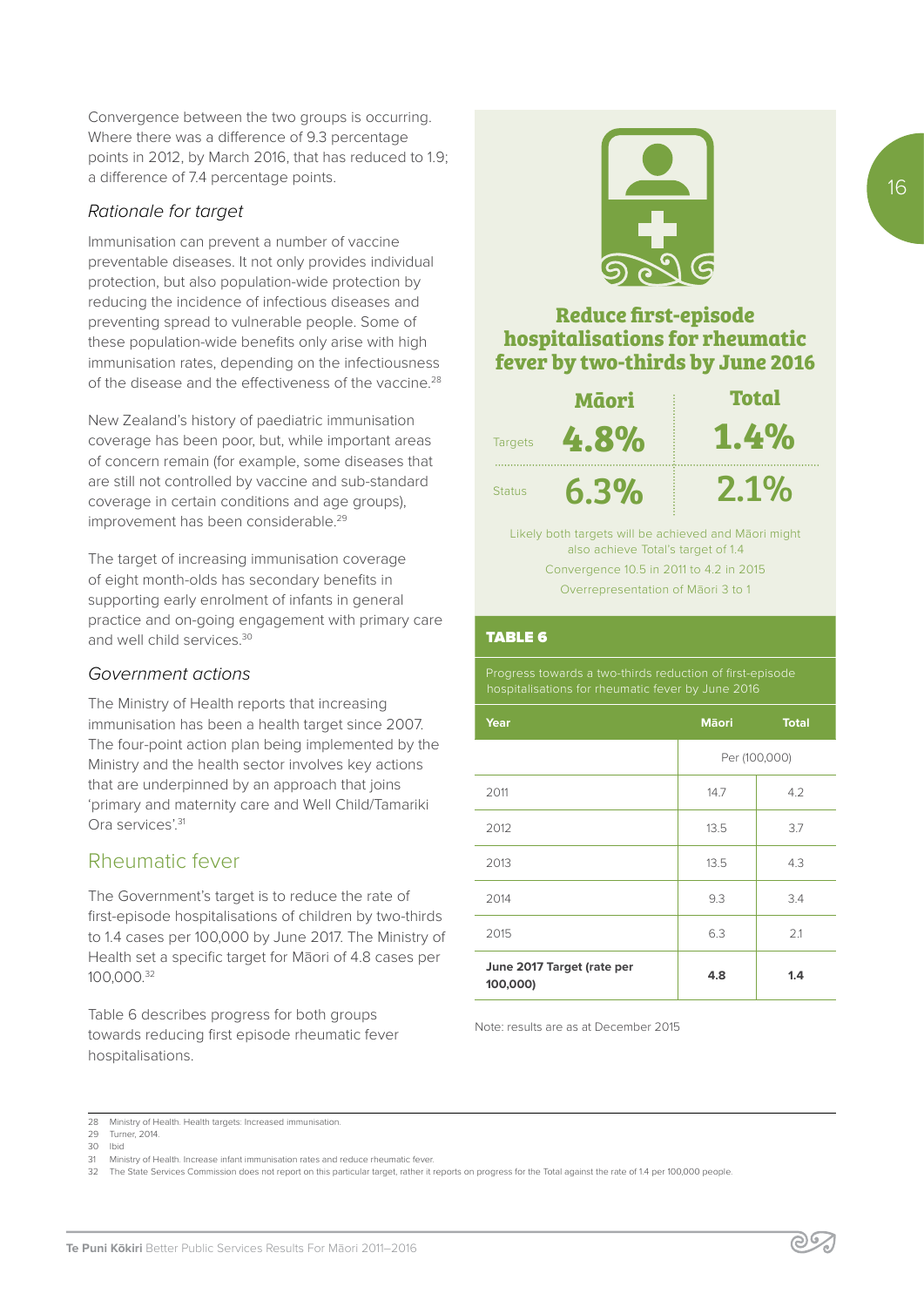Convergence between the two groups is occurring. Where there was a difference of 9.3 percentage points in 2012, by March 2016, that has reduced to 1.9; a difference of 7.4 percentage points.

### *Rationale for target*

Immunisation can prevent a number of vaccine preventable diseases. It not only provides individual protection, but also population-wide protection by reducing the incidence of infectious diseases and preventing spread to vulnerable people. Some of these population-wide benefits only arise with high immunisation rates, depending on the infectiousness of the disease and the effectiveness of the vaccine.[28]

New Zealand's history of paediatric immunisation coverage has been poor, but, while important areas of concern remain (for example, some diseases that are still not controlled by vaccine and sub-standard coverage in certain conditions and age groups), improvement has been considerable.[29]

The target of increasing immunisation coverage of eight month-olds has secondary benefits in supporting early enrolment of infants in general practice and on-going engagement with primary care and well child services.[30]

### *Government actions*

The Ministry of Health reports that increasing immunisation has been a health target since 2007. The four-point action plan being implemented by the Ministry and the health sector involves key actions that are underpinned by an approach that joins 'primary and maternity care and Well Child/Tamariki Ora services'.[31]

## Rheumatic fever

The Government's target is to reduce the rate of first-episode hospitalisations of children by two-thirds to 1.4 cases per 100,000 by June 2017. The Ministry of Health set a specific target for Māori of 4.8 cases per 100,000.[32]

Table 6 describes progress for both groups towards reducing first episode rheumatic fever hospitalisations.

### Reduce first-episode hospitalisations for rheumatic fever by two-thirds by June 2016

| | Māori | Total |
|---|---|---|
| Targets | 4.8% | 1.4% |
| Status | 6.3% | 2.1% |

Likely both targets will be achieved and Māori might also achieve Total's target of 1.4

Convergence 10.5 in 2011 to 4.2 in 2015

Overrepresentation of Māori 3 to 1

**TABLE 6**

Progress towards a two-thirds reduction of first-episode hospitalisations for rheumatic fever by June 2016

| Year | Māori | Total |
|---|---|---|
| | Per (100,000) | |
| 2011 | 14.7 | 4.2 |
| 2012 | 13.5 | 3.7 |
| 2013 | 13.5 | 4.3 |
| 2014 | 9.3 | 3.4 |
| 2015 | 6.3 | 2.1 |
| **June 2017 Target (rate per 100,000)** | **4.8** | **1.4** |

Note: results are as at December 2015

---

28 Ministry of Health. Health targets: Increased immunisation.

29 Turner, 2014.

30 Ibid

31 Ministry of Health. Increase infant immunisation rates and reduce rheumatic fever.

32 The State Services Commission does not report on this particular target, rather it reports on progress for the Total against the rate of 1.4 per 100,000 people.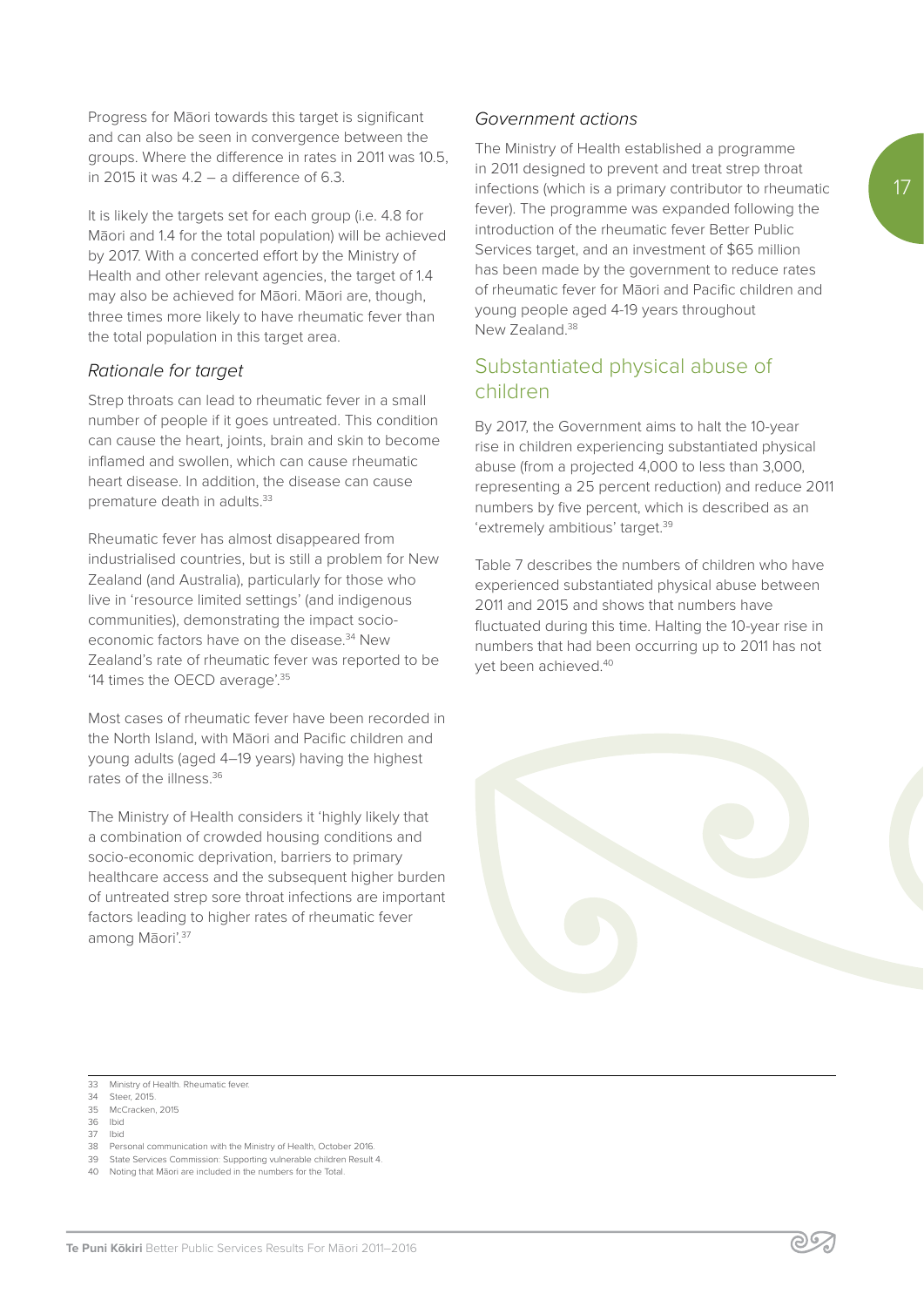Progress for Māori towards this target is significant and can also be seen in convergence between the groups. Where the difference in rates in 2011 was 10.5, in 2015 it was 4.2 – a difference of 6.3.

It is likely the targets set for each group (i.e. 4.8 for Māori and 1.4 for the total population) will be achieved by 2017. With a concerted effort by the Ministry of Health and other relevant agencies, the target of 1.4 may also be achieved for Māori. Māori are, though, three times more likely to have rheumatic fever than the total population in this target area.

### *Rationale for target*

Strep throats can lead to rheumatic fever in a small number of people if it goes untreated. This condition can cause the heart, joints, brain and skin to become inflamed and swollen, which can cause rheumatic heart disease. In addition, the disease can cause premature death in adults.[33]

Rheumatic fever has almost disappeared from industrialised countries, but is still a problem for New Zealand (and Australia), particularly for those who live in 'resource limited settings' (and indigenous communities), demonstrating the impact socio-economic factors have on the disease.[34] New Zealand's rate of rheumatic fever was reported to be '14 times the OECD average'.[35]

Most cases of rheumatic fever have been recorded in the North Island, with Māori and Pacific children and young adults (aged 4–19 years) having the highest rates of the illness.[36]

The Ministry of Health considers it 'highly likely that a combination of crowded housing conditions and socio-economic deprivation, barriers to primary healthcare access and the subsequent higher burden of untreated strep sore throat infections are important factors leading to higher rates of rheumatic fever among Māori'.[37]

### *Government actions*

The Ministry of Health established a programme in 2011 designed to prevent and treat strep throat infections (which is a primary contributor to rheumatic fever). The programme was expanded following the introduction of the rheumatic fever Better Public Services target, and an investment of $65 million has been made by the government to reduce rates of rheumatic fever for Māori and Pacific children and young people aged 4-19 years throughout New Zealand.[38]

## Substantiated physical abuse of children

By 2017, the Government aims to halt the 10-year rise in children experiencing substantiated physical abuse (from a projected 4,000 to less than 3,000, representing a 25 percent reduction) and reduce 2011 numbers by five percent, which is described as an 'extremely ambitious' target.[39]

Table 7 describes the numbers of children who have experienced substantiated physical abuse between 2011 and 2015 and shows that numbers have fluctuated during this time. Halting the 10-year rise in numbers that had been occurring up to 2011 has not yet been achieved.[40]

---

33 Ministry of Health. Rheumatic fever.
34 Steer, 2015.
35 McCracken, 2015
36 Ibid
37 Ibid
38 Personal communication with the Ministry of Health, October 2016.
39 State Services Commission: Supporting vulnerable children Result 4.
40 Noting that Māori are included in the numbers for the Total.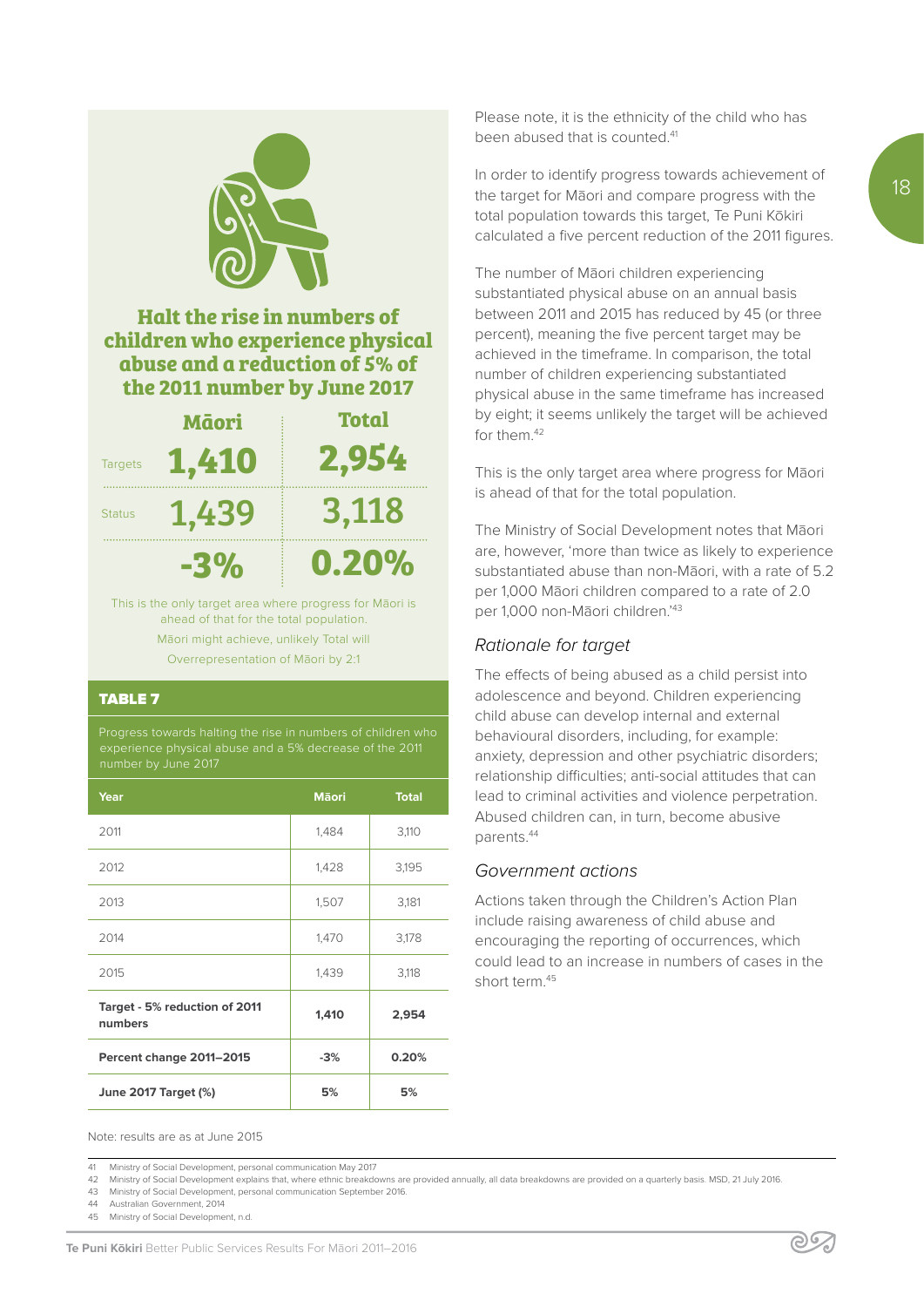## Halt the rise in numbers of children who experience physical abuse and a reduction of 5% of the 2011 number by June 2017

| | Māori | Total |
|---|---|---|
| Targets | 1,410 | 2,954 |
| Status | 1,439 | 3,118 |
| | -3% | 0.20% |

This is the only target area where progress for Māori is ahead of that for the total population.

Māori might achieve, unlikely Total will

Overrepresentation of Māori by 2:1

**TABLE 7**

Progress towards halting the rise in numbers of children who experience physical abuse and a 5% decrease of the 2011 number by June 2017

| Year | Māori | Total |
|---|---|---|
| 2011 | 1,484 | 3,110 |
| 2012 | 1,428 | 3,195 |
| 2013 | 1,507 | 3,181 |
| 2014 | 1,470 | 3,178 |
| 2015 | 1,439 | 3,118 |
| **Target - 5% reduction of 2011 numbers** | **1,410** | **2,954** |
| **Percent change 2011–2015** | **-3%** | **0.20%** |
| **June 2017 Target (%)** | **5%** | **5%** |

Note: results are as at June 2015

Please note, it is the ethnicity of the child who has been abused that is counted.[41]

In order to identify progress towards achievement of the target for Māori and compare progress with the total population towards this target, Te Puni Kōkiri calculated a five percent reduction of the 2011 figures.

The number of Māori children experiencing substantiated physical abuse on an annual basis between 2011 and 2015 has reduced by 45 (or three percent), meaning the five percent target may be achieved in the timeframe. In comparison, the total number of children experiencing substantiated physical abuse in the same timeframe has increased by eight; it seems unlikely the target will be achieved for them.[42]

This is the only target area where progress for Māori is ahead of that for the total population.

The Ministry of Social Development notes that Māori are, however, 'more than twice as likely to experience substantiated abuse than non-Māori, with a rate of 5.2 per 1,000 Māori children compared to a rate of 2.0 per 1,000 non-Māori children.'[43]

### *Rationale for target*

The effects of being abused as a child persist into adolescence and beyond. Children experiencing child abuse can develop internal and external behavioural disorders, including, for example: anxiety, depression and other psychiatric disorders; relationship difficulties; anti-social attitudes that can lead to criminal activities and violence perpetration. Abused children can, in turn, become abusive parents.[44]

### *Government actions*

Actions taken through the Children's Action Plan include raising awareness of child abuse and encouraging the reporting of occurrences, which could lead to an increase in numbers of cases in the short term.[45]

---

41 Ministry of Social Development, personal communication May 2017

42 Ministry of Social Development explains that, where ethnic breakdowns are provided annually, all data breakdowns are provided on a quarterly basis. MSD, 21 July 2016.

43 Ministry of Social Development, personal communication September 2016.

44 Australian Government, 2014

45 Ministry of Social Development, n.d.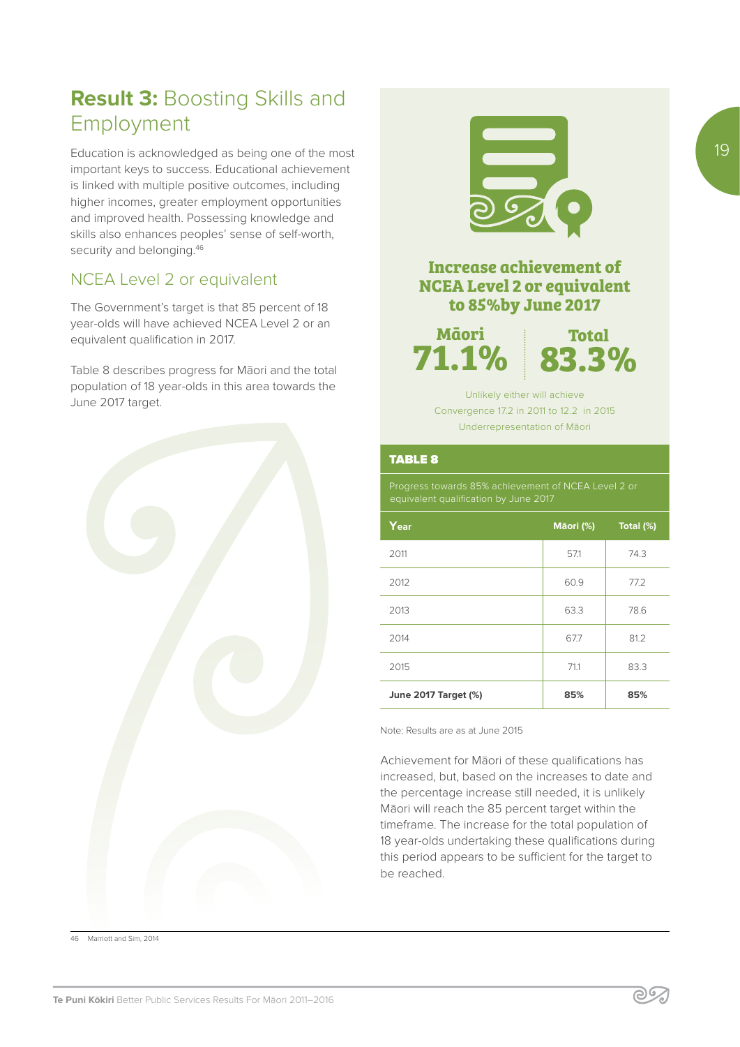## **Result 3:** Boosting Skills and Employment

Education is acknowledged as being one of the most important keys to success. Educational achievement is linked with multiple positive outcomes, including higher incomes, greater employment opportunities and improved health. Possessing knowledge and skills also enhances peoples' sense of self-worth, security and belonging.[46]

### NCEA Level 2 or equivalent

The Government's target is that 85 percent of 18 year-olds will have achieved NCEA Level 2 or an equivalent qualification in 2017.

Table 8 describes progress for Māori and the total population of 18 year-olds in this area towards the June 2017 target.

**Increase achievement of NCEA Level 2 or equivalent to 85%by June 2017**

**Māori 71.1%** | **Total 83.3%**

Unlikely either will achieve
Convergence 17.2 in 2011 to 12.2 in 2015
Underrepresentation of Māori

**TABLE 8**

Progress towards 85% achievement of NCEA Level 2 or equivalent qualification by June 2017

| Year | Māori (%) | Total (%) |
|---|---|---|
| 2011 | 57.1 | 74.3 |
| 2012 | 60.9 | 77.2 |
| 2013 | 63.3 | 78.6 |
| 2014 | 67.7 | 81.2 |
| 2015 | 71.1 | 83.3 |
| **June 2017 Target (%)** | **85%** | **85%** |

Note: Results are as at June 2015

Achievement for Māori of these qualifications has increased, but, based on the increases to date and the percentage increase still needed, it is unlikely Māori will reach the 85 percent target within the timeframe. The increase for the total population of 18 year-olds undertaking these qualifications during this period appears to be sufficient for the target to be reached.

46 Marriott and Sim, 2014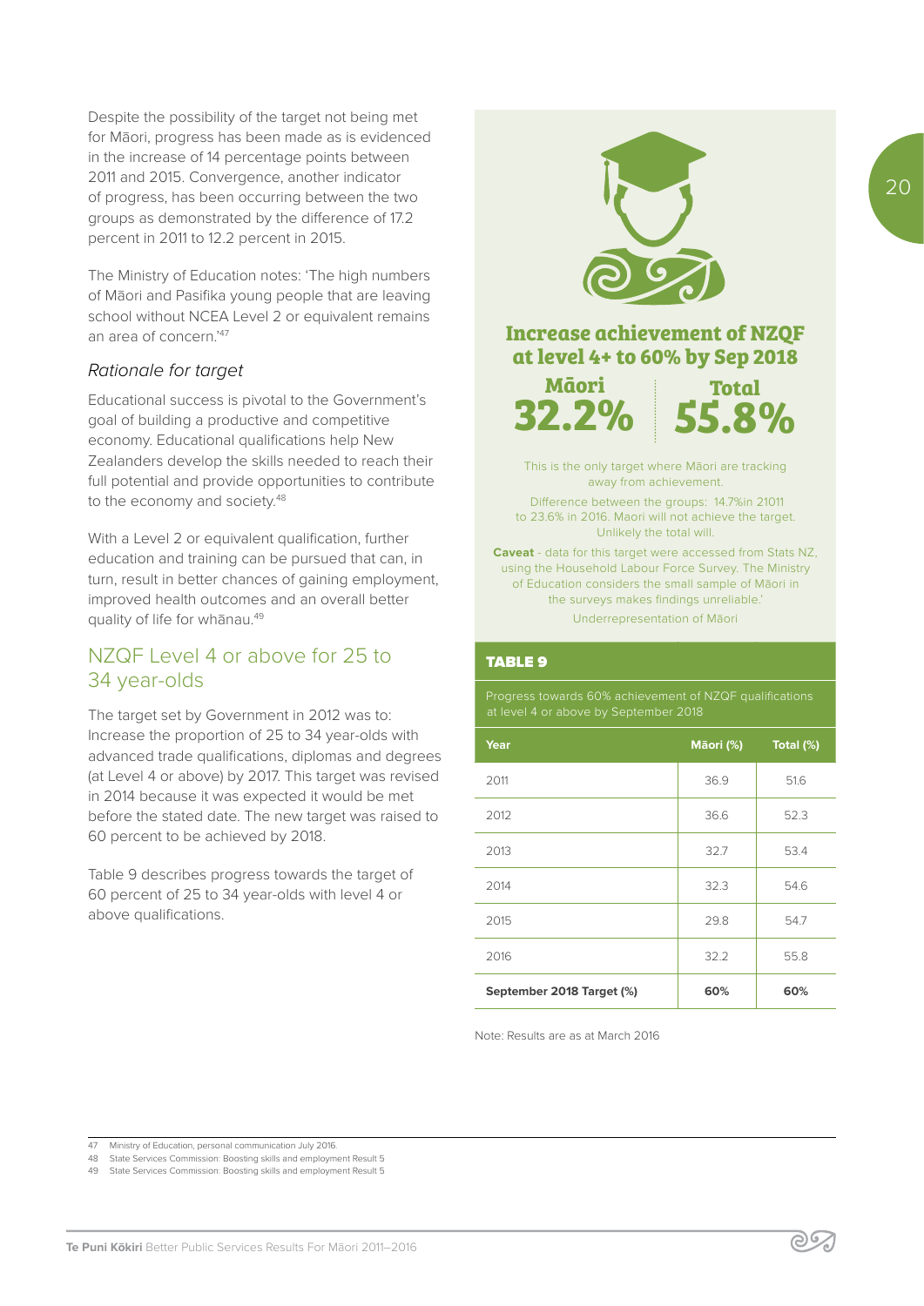Despite the possibility of the target not being met for Māori, progress has been made as is evidenced in the increase of 14 percentage points between 2011 and 2015. Convergence, another indicator of progress, has been occurring between the two groups as demonstrated by the difference of 17.2 percent in 2011 to 12.2 percent in 2015.

The Ministry of Education notes: 'The high numbers of Māori and Pasifika young people that are leaving school without NCEA Level 2 or equivalent remains an area of concern.'[47]

### *Rationale for target*

Educational success is pivotal to the Government's goal of building a productive and competitive economy. Educational qualifications help New Zealanders develop the skills needed to reach their full potential and provide opportunities to contribute to the economy and society.[48]

With a Level 2 or equivalent qualification, further education and training can be pursued that can, in turn, result in better chances of gaining employment, improved health outcomes and an overall better quality of life for whānau.[49]

## NZQF Level 4 or above for 25 to 34 year-olds

The target set by Government in 2012 was to: Increase the proportion of 25 to 34 year-olds with advanced trade qualifications, diplomas and degrees (at Level 4 or above) by 2017. This target was revised in 2014 because it was expected it would be met before the stated date. The new target was raised to 60 percent to be achieved by 2018.

Table 9 describes progress towards the target of 60 percent of 25 to 34 year-olds with level 4 or above qualifications.

**Increase achievement of NZQF at level 4+ to 60% by Sep 2018**

**Māori 32.2%** | **Total 55.8%**

This is the only target where Māori are tracking away from achievement.

Difference between the groups: 14.7%in 21011 to 23.6% in 2016. Maori will not achieve the target. Unlikely the total will.

**Caveat** - data for this target were accessed from Stats NZ, using the Household Labour Force Survey. The Ministry of Education considers the small sample of Māori in the surveys makes findings unreliable.'

Underrepresentation of Māori

**TABLE 9**

Progress towards 60% achievement of NZQF qualifications at level 4 or above by September 2018

| Year | Māori (%) | Total (%) |
|---|---|---|
| 2011 | 36.9 | 51.6 |
| 2012 | 36.6 | 52.3 |
| 2013 | 32.7 | 53.4 |
| 2014 | 32.3 | 54.6 |
| 2015 | 29.8 | 54.7 |
| 2016 | 32.2 | 55.8 |
| **September 2018 Target (%)** | **60%** | **60%** |

Note: Results are as at March 2016

47 Ministry of Education, personal communication July 2016.
48 State Services Commission: Boosting skills and employment Result 5
49 State Services Commission: Boosting skills and employment Result 5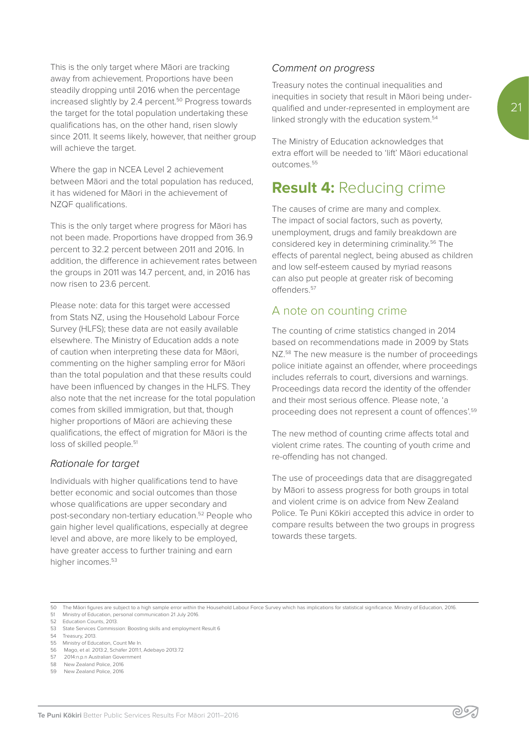This is the only target where Māori are tracking away from achievement. Proportions have been steadily dropping until 2016 when the percentage increased slightly by 2.4 percent.[50] Progress towards the target for the total population undertaking these qualifications has, on the other hand, risen slowly since 2011. It seems likely, however, that neither group will achieve the target.

Where the gap in NCEA Level 2 achievement between Māori and the total population has reduced, it has widened for Māori in the achievement of NZQF qualifications.

This is the only target where progress for Māori has not been made. Proportions have dropped from 36.9 percent to 32.2 percent between 2011 and 2016. In addition, the difference in achievement rates between the groups in 2011 was 14.7 percent, and, in 2016 has now risen to 23.6 percent.

Please note: data for this target were accessed from Stats NZ, using the Household Labour Force Survey (HLFS); these data are not easily available elsewhere. The Ministry of Education adds a note of caution when interpreting these data for Māori, commenting on the higher sampling error for Māori than the total population and that these results could have been influenced by changes in the HLFS. They also note that the net increase for the total population comes from skilled immigration, but that, though higher proportions of Māori are achieving these qualifications, the effect of migration for Māori is the loss of skilled people.[51]

### *Rationale for target*

Individuals with higher qualifications tend to have better economic and social outcomes than those whose qualifications are upper secondary and post-secondary non-tertiary education.[52] People who gain higher level qualifications, especially at degree level and above, are more likely to be employed, have greater access to further training and earn higher incomes.[53]

### *Comment on progress*

Treasury notes the continual inequalities and inequities in society that result in Māori being under-qualified and under-represented in employment are linked strongly with the education system.[54]

The Ministry of Education acknowledges that extra effort will be needed to 'lift' Māori educational outcomes.[55]

## **Result 4:** Reducing crime

The causes of crime are many and complex. The impact of social factors, such as poverty, unemployment, drugs and family breakdown are considered key in determining criminality.[56] The effects of parental neglect, being abused as children and low self-esteem caused by myriad reasons can also put people at greater risk of becoming offenders.[57]

### A note on counting crime

The counting of crime statistics changed in 2014 based on recommendations made in 2009 by Stats NZ.[58] The new measure is the number of proceedings police initiate against an offender, where proceedings includes referrals to court, diversions and warnings. Proceedings data record the identity of the offender and their most serious offence. Please note, 'a proceeding does not represent a count of offences'.[59]

The new method of counting crime affects total and violent crime rates. The counting of youth crime and re-offending has not changed.

The use of proceedings data that are disaggregated by Māori to assess progress for both groups in total and violent crime is on advice from New Zealand Police. Te Puni Kōkiri accepted this advice in order to compare results between the two groups in progress towards these targets.

---

50 The Māori figures are subject to a high sample error within the Household Labour Force Survey which has implications for statistical significance. Ministry of Education, 2016.
51 Ministry of Education, personal communication 21 July 2016.
52 Education Counts, 2013.
53 State Services Commission: Boosting skills and employment Result 6
54 Treasury, 2013.
55 Ministry of Education, Count Me In.
56 Mago, et al. 2013:2, Schäfer 2011:1, Adebayo 2013:72
57 2014:n.p.n Australian Government
58 New Zealand Police, 2016
59 New Zealand Police, 2016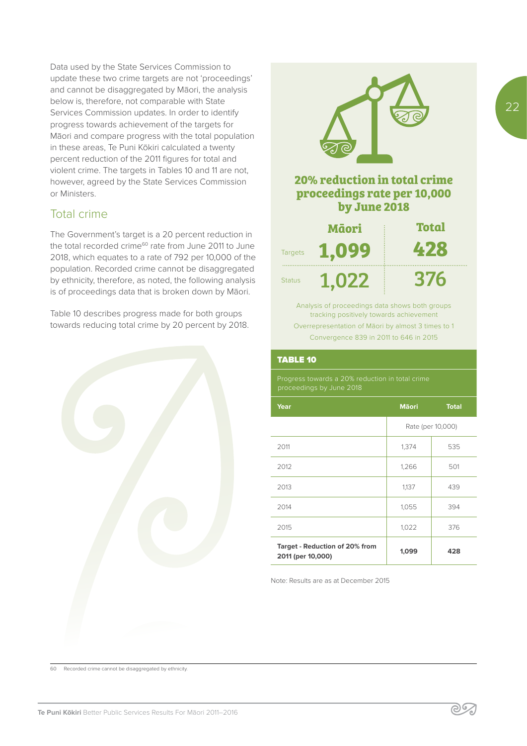Data used by the State Services Commission to update these two crime targets are not 'proceedings' and cannot be disaggregated by Māori, the analysis below is, therefore, not comparable with State Services Commission updates. In order to identify progress towards achievement of the targets for Māori and compare progress with the total population in these areas, Te Puni Kōkiri calculated a twenty percent reduction of the 2011 figures for total and violent crime. The targets in Tables 10 and 11 are not, however, agreed by the State Services Commission or Ministers.

## Total crime

The Government's target is a 20 percent reduction in the total recorded crime[60] rate from June 2011 to June 2018, which equates to a rate of 792 per 10,000 of the population. Recorded crime cannot be disaggregated by ethnicity, therefore, as noted, the following analysis is of proceedings data that is broken down by Māori.

Table 10 describes progress made for both groups towards reducing total crime by 20 percent by 2018.

**20% reduction in total crime proceedings rate per 10,000 by June 2018**

| | Māori | Total |
|---|---|---|
| Targets | 1,099 | 428 |
| Status | 1,022 | 376 |

Analysis of proceedings data shows both groups tracking positively towards achievement

Overrepresentation of Māori by almost 3 times to 1

Convergence 839 in 2011 to 646 in 2015

**TABLE 10**

Progress towards a 20% reduction in total crime proceedings by June 2018

| Year | Māori | Total |
|---|---|---|
| | Rate (per 10,000) | |
| 2011 | 1,374 | 535 |
| 2012 | 1,266 | 501 |
| 2013 | 1,137 | 439 |
| 2014 | 1,055 | 394 |
| 2015 | 1,022 | 376 |
| **Target - Reduction of 20% from 2011 (per 10,000)** | **1,099** | **428** |

Note: Results are as at December 2015

60 Recorded crime cannot be disaggregated by ethnicity.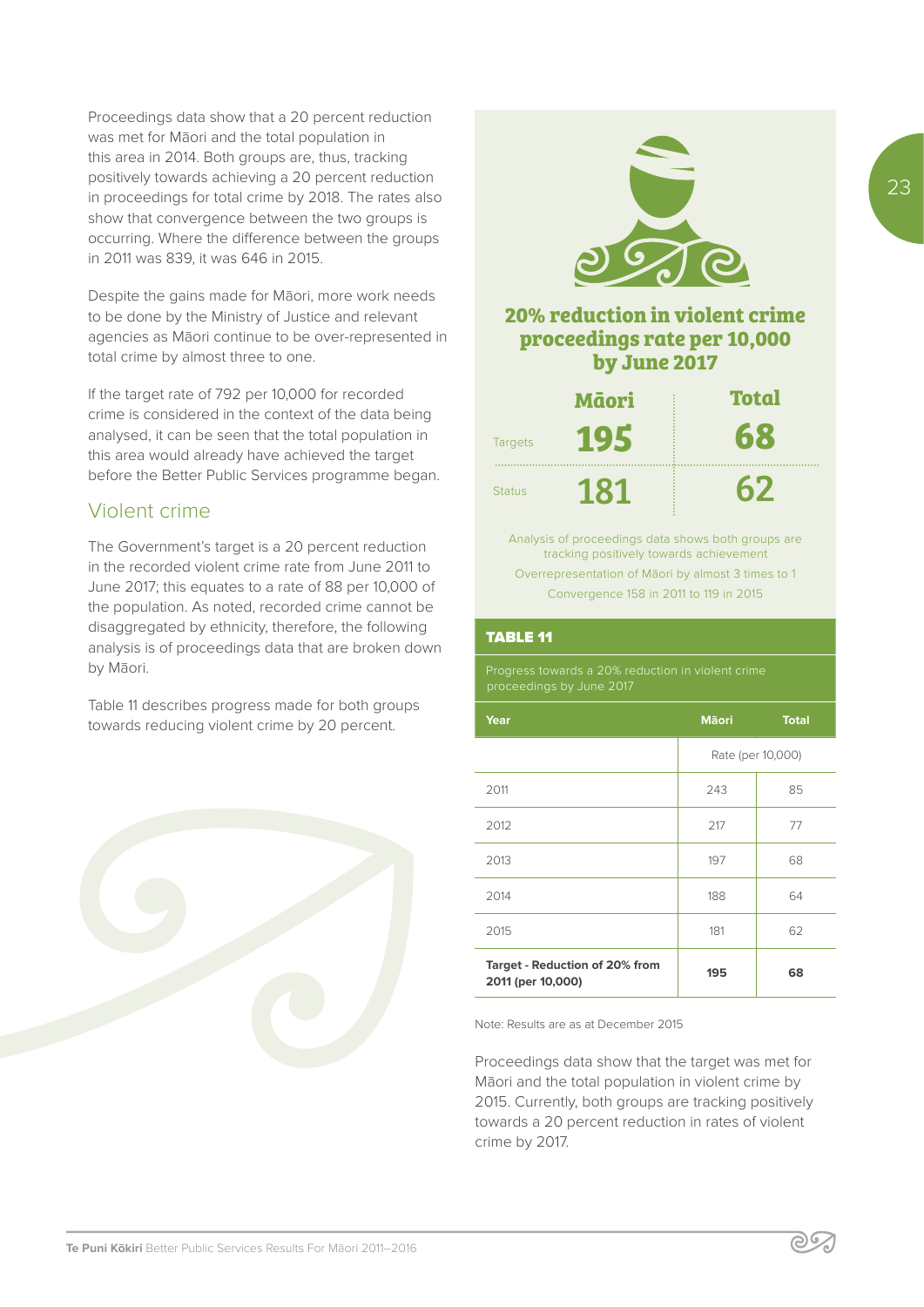Proceedings data show that a 20 percent reduction was met for Māori and the total population in this area in 2014. Both groups are, thus, tracking positively towards achieving a 20 percent reduction in proceedings for total crime by 2018. The rates also show that convergence between the two groups is occurring. Where the difference between the groups in 2011 was 839, it was 646 in 2015.

Despite the gains made for Māori, more work needs to be done by the Ministry of Justice and relevant agencies as Māori continue to be over-represented in total crime by almost three to one.

If the target rate of 792 per 10,000 for recorded crime is considered in the context of the data being analysed, it can be seen that the total population in this area would already have achieved the target before the Better Public Services programme began.

## Violent crime

The Government's target is a 20 percent reduction in the recorded violent crime rate from June 2011 to June 2017; this equates to a rate of 88 per 10,000 of the population. As noted, recorded crime cannot be disaggregated by ethnicity, therefore, the following analysis is of proceedings data that are broken down by Māori.

Table 11 describes progress made for both groups towards reducing violent crime by 20 percent.

### 20% reduction in violent crime proceedings rate per 10,000 by June 2017

| | Māori | Total |
|---|---|---|
| Targets | 195 | 68 |
| Status | 181 | 62 |

Analysis of proceedings data shows both groups are tracking positively towards achievement

Overrepresentation of Māori by almost 3 times to 1

Convergence 158 in 2011 to 119 in 2015

**TABLE 11**

Progress towards a 20% reduction in violent crime proceedings by June 2017

| Year | Māori | Total |
|---|---|---|
| | Rate (per 10,000) | |
| 2011 | 243 | 85 |
| 2012 | 217 | 77 |
| 2013 | 197 | 68 |
| 2014 | 188 | 64 |
| 2015 | 181 | 62 |
| **Target - Reduction of 20% from 2011 (per 10,000)** | **195** | **68** |

Note: Results are as at December 2015

Proceedings data show that the target was met for Māori and the total population in violent crime by 2015. Currently, both groups are tracking positively towards a 20 percent reduction in rates of violent crime by 2017.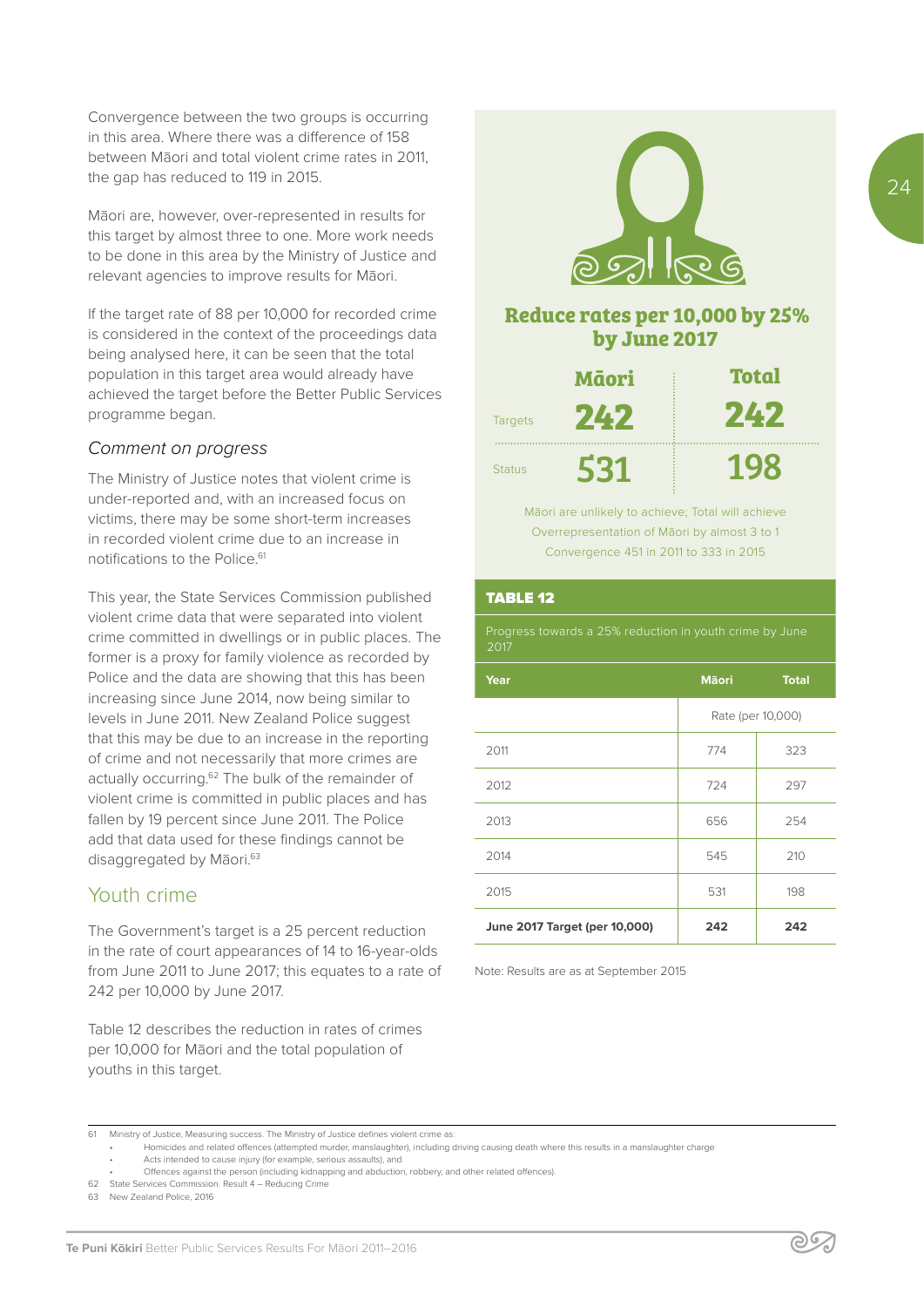Convergence between the two groups is occurring in this area. Where there was a difference of 158 between Māori and total violent crime rates in 2011, the gap has reduced to 119 in 2015.

Māori are, however, over-represented in results for this target by almost three to one. More work needs to be done in this area by the Ministry of Justice and relevant agencies to improve results for Māori.

If the target rate of 88 per 10,000 for recorded crime is considered in the context of the proceedings data being analysed here, it can be seen that the total population in this target area would already have achieved the target before the Better Public Services programme began.

### *Comment on progress*

The Ministry of Justice notes that violent crime is under-reported and, with an increased focus on victims, there may be some short-term increases in recorded violent crime due to an increase in notifications to the Police.[61]

This year, the State Services Commission published violent crime data that were separated into violent crime committed in dwellings or in public places. The former is a proxy for family violence as recorded by Police and the data are showing that this has been increasing since June 2014, now being similar to levels in June 2011. New Zealand Police suggest that this may be due to an increase in the reporting of crime and not necessarily that more crimes are actually occurring.[62] The bulk of the remainder of violent crime is committed in public places and has fallen by 19 percent since June 2011. The Police add that data used for these findings cannot be disaggregated by Māori.[63]

## Youth crime

The Government's target is a 25 percent reduction in the rate of court appearances of 14 to 16-year-olds from June 2011 to June 2017; this equates to a rate of 242 per 10,000 by June 2017.

Table 12 describes the reduction in rates of crimes per 10,000 for Māori and the total population of youths in this target.

**Reduce rates per 10,000 by 25% by June 2017**

| | Māori | Total |
|---|---|---|
| Targets | 242 | 242 |
| Status | 531 | 198 |

Māori are unlikely to achieve; Total will achieve
Overrepresentation of Māori by almost 3 to 1
Convergence 451 in 2011 to 333 in 2015

**TABLE 12**

Progress towards a 25% reduction in youth crime by June 2017

| Year | Māori | Total |
|---|---|---|
| | Rate (per 10,000) | |
| 2011 | 774 | 323 |
| 2012 | 724 | 297 |
| 2013 | 656 | 254 |
| 2014 | 545 | 210 |
| 2015 | 531 | 198 |
| **June 2017 Target (per 10,000)** | **242** | **242** |

Note: Results are as at September 2015

---

61 Ministry of Justice, Measuring success. The Ministry of Justice defines violent crime as:
- Homicides and related offences (attempted murder, manslaughter), including driving causing death where this results in a manslaughter charge
- Acts intended to cause injury (for example, serious assaults), and
- Offences against the person (including kidnapping and abduction, robbery, and other related offences).

62 State Services Commission. Result 4 – Reducing Crime

63 New Zealand Police, 2016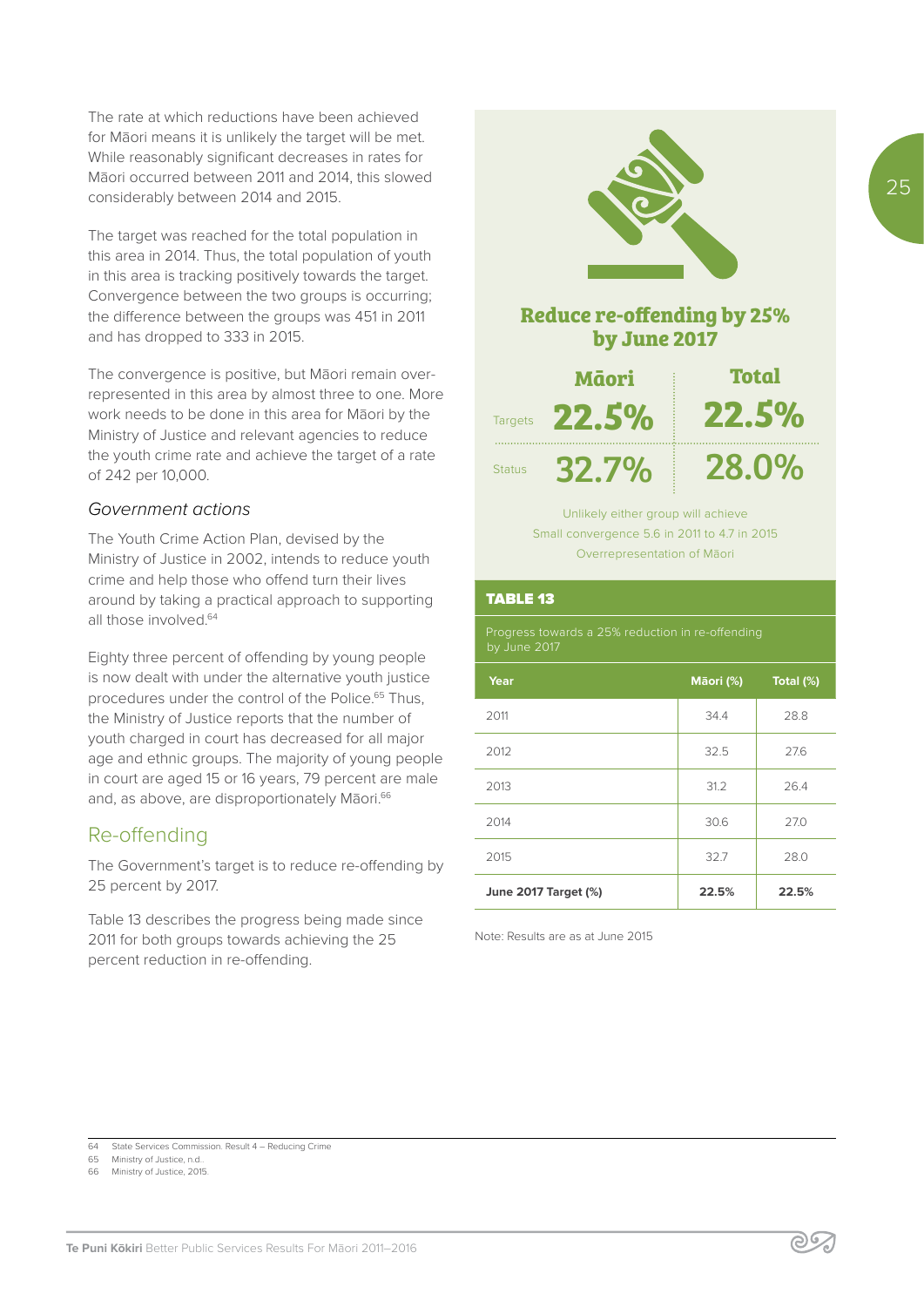The rate at which reductions have been achieved for Māori means it is unlikely the target will be met. While reasonably significant decreases in rates for Māori occurred between 2011 and 2014, this slowed considerably between 2014 and 2015.

The target was reached for the total population in this area in 2014. Thus, the total population of youth in this area is tracking positively towards the target. Convergence between the two groups is occurring; the difference between the groups was 451 in 2011 and has dropped to 333 in 2015.

The convergence is positive, but Māori remain over-represented in this area by almost three to one. More work needs to be done in this area for Māori by the Ministry of Justice and relevant agencies to reduce the youth crime rate and achieve the target of a rate of 242 per 10,000.

### *Government actions*

The Youth Crime Action Plan, devised by the Ministry of Justice in 2002, intends to reduce youth crime and help those who offend turn their lives around by taking a practical approach to supporting all those involved.[64]

Eighty three percent of offending by young people is now dealt with under the alternative youth justice procedures under the control of the Police.[65] Thus, the Ministry of Justice reports that the number of youth charged in court has decreased for all major age and ethnic groups. The majority of young people in court are aged 15 or 16 years, 79 percent are male and, as above, are disproportionately Māori.[66]

## Re-offending

The Government's target is to reduce re-offending by 25 percent by 2017.

Table 13 describes the progress being made since 2011 for both groups towards achieving the 25 percent reduction in re-offending.

### Reduce re-offending by 25% by June 2017

| | Māori | Total |
|---|---|---|
| Targets | 22.5% | 22.5% |
| Status | 32.7% | 28.0% |

Unlikely either group will achieve
Small convergence 5.6 in 2011 to 4.7 in 2015
Overrepresentation of Māori

**TABLE 13**

Progress towards a 25% reduction in re-offending by June 2017

| Year | Māori (%) | Total (%) |
|---|---|---|
| 2011 | 34.4 | 28.8 |
| 2012 | 32.5 | 27.6 |
| 2013 | 31.2 | 26.4 |
| 2014 | 30.6 | 27.0 |
| 2015 | 32.7 | 28.0 |
| **June 2017 Target (%)** | **22.5%** | **22.5%** |

Note: Results are as at June 2015

64 State Services Commission. Result 4 – Reducing Crime
65 Ministry of Justice, n.d.
66 Ministry of Justice, 2015.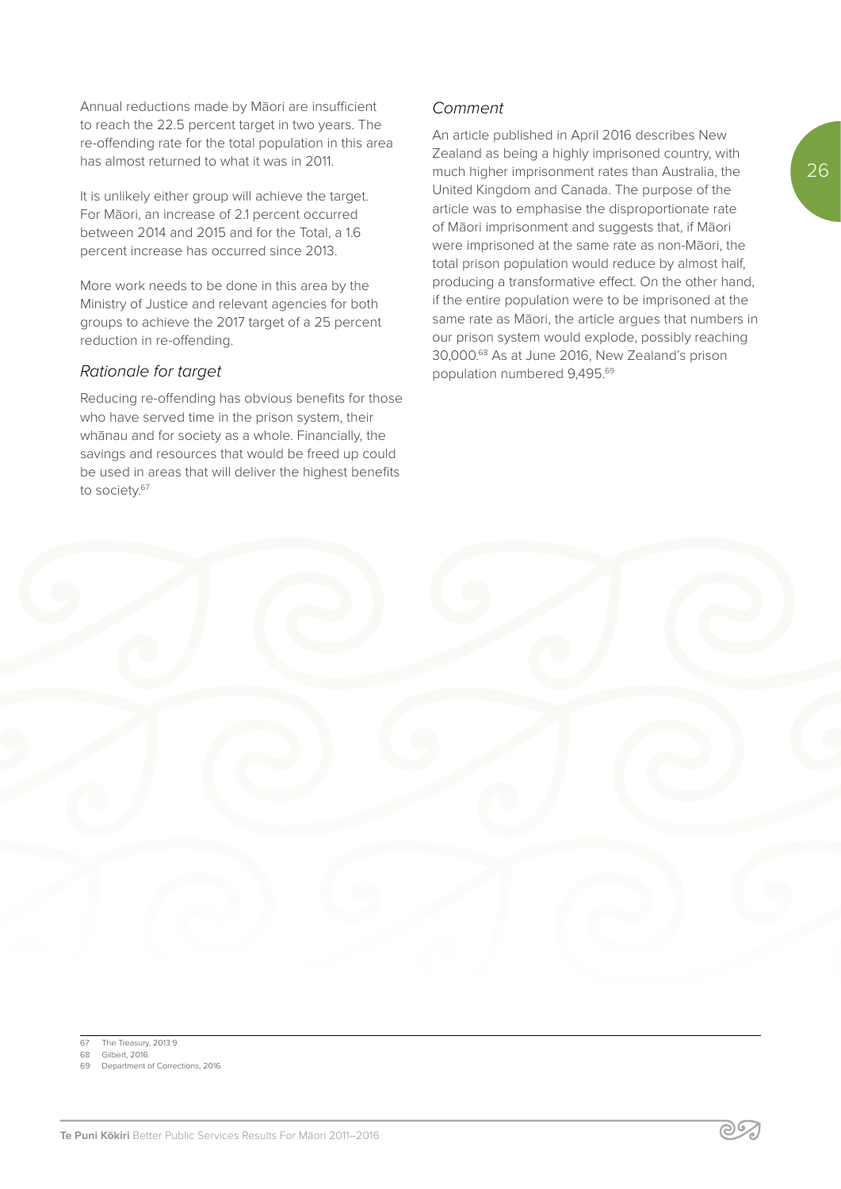Annual reductions made by Māori are insufficient to reach the 22.5 percent target in two years. The re-offending rate for the total population in this area has almost returned to what it was in 2011.

It is unlikely either group will achieve the target. For Māori, an increase of 2.1 percent occurred between 2014 and 2015 and for the Total, a 1.6 percent increase has occurred since 2013.

More work needs to be done in this area by the Ministry of Justice and relevant agencies for both groups to achieve the 2017 target of a 25 percent reduction in re-offending.

### *Rationale for target*

Reducing re-offending has obvious benefits for those who have served time in the prison system, their whānau and for society as a whole. Financially, the savings and resources that would be freed up could be used in areas that will deliver the highest benefits to society.[67]

### *Comment*

An article published in April 2016 describes New Zealand as being a highly imprisoned country, with much higher imprisonment rates than Australia, the United Kingdom and Canada. The purpose of the article was to emphasise the disproportionate rate of Māori imprisonment and suggests that, if Māori were imprisoned at the same rate as non-Māori, the total prison population would reduce by almost half, producing a transformative effect. On the other hand, if the entire population were to be imprisoned at the same rate as Māori, the article argues that numbers in our prison system would explode, possibly reaching 30,000.[68] As at June 2016, New Zealand's prison population numbered 9,495.[69]

---

67 The Treasury, 2013:9

68 Gilbert, 2016.

69 Department of Corrections, 2016.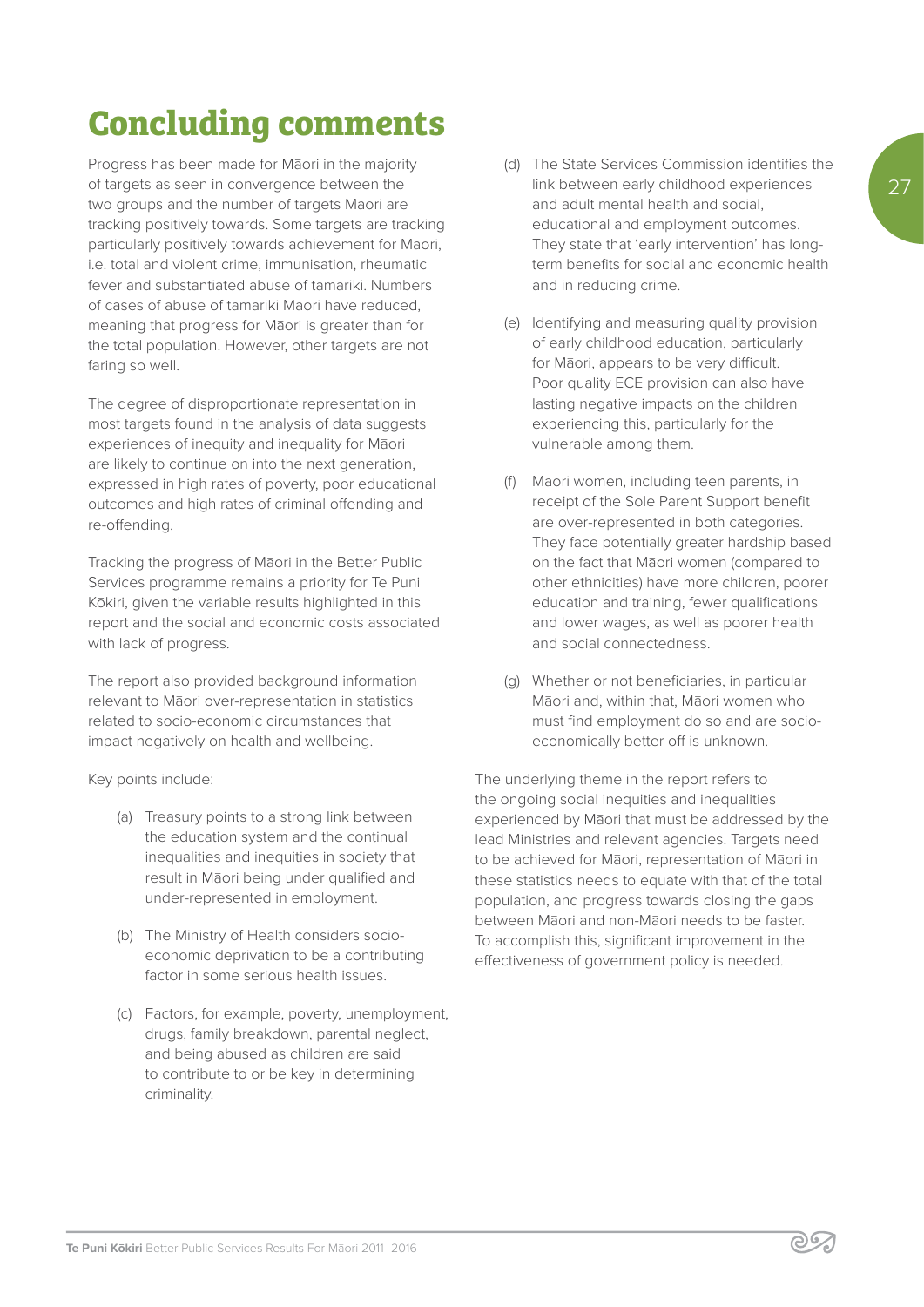# Concluding comments

Progress has been made for Māori in the majority of targets as seen in convergence between the two groups and the number of targets Māori are tracking positively towards. Some targets are tracking particularly positively towards achievement for Māori, i.e. total and violent crime, immunisation, rheumatic fever and substantiated abuse of tamariki. Numbers of cases of abuse of tamariki Māori have reduced, meaning that progress for Māori is greater than for the total population. However, other targets are not faring so well.

The degree of disproportionate representation in most targets found in the analysis of data suggests experiences of inequity and inequality for Māori are likely to continue on into the next generation, expressed in high rates of poverty, poor educational outcomes and high rates of criminal offending and re-offending.

Tracking the progress of Māori in the Better Public Services programme remains a priority for Te Puni Kōkiri, given the variable results highlighted in this report and the social and economic costs associated with lack of progress.

The report also provided background information relevant to Māori over-representation in statistics related to socio-economic circumstances that impact negatively on health and wellbeing.

Key points include:

(a) Treasury points to a strong link between the education system and the continual inequalities and inequities in society that result in Māori being under qualified and under-represented in employment.

(b) The Ministry of Health considers socio-economic deprivation to be a contributing factor in some serious health issues.

(c) Factors, for example, poverty, unemployment, drugs, family breakdown, parental neglect, and being abused as children are said to contribute to or be key in determining criminality.

(d) The State Services Commission identifies the link between early childhood experiences and adult mental health and social, educational and employment outcomes. They state that 'early intervention' has long-term benefits for social and economic health and in reducing crime.

(e) Identifying and measuring quality provision of early childhood education, particularly for Māori, appears to be very difficult. Poor quality ECE provision can also have lasting negative impacts on the children experiencing this, particularly for the vulnerable among them.

(f) Māori women, including teen parents, in receipt of the Sole Parent Support benefit are over-represented in both categories. They face potentially greater hardship based on the fact that Māori women (compared to other ethnicities) have more children, poorer education and training, fewer qualifications and lower wages, as well as poorer health and social connectedness.

(g) Whether or not beneficiaries, in particular Māori and, within that, Māori women who must find employment do so and are socio-economically better off is unknown.

The underlying theme in the report refers to the ongoing social inequities and inequalities experienced by Māori that must be addressed by the lead Ministries and relevant agencies. Targets need to be achieved for Māori, representation of Māori in these statistics needs to equate with that of the total population, and progress towards closing the gaps between Māori and non-Māori needs to be faster. To accomplish this, significant improvement in the effectiveness of government policy is needed.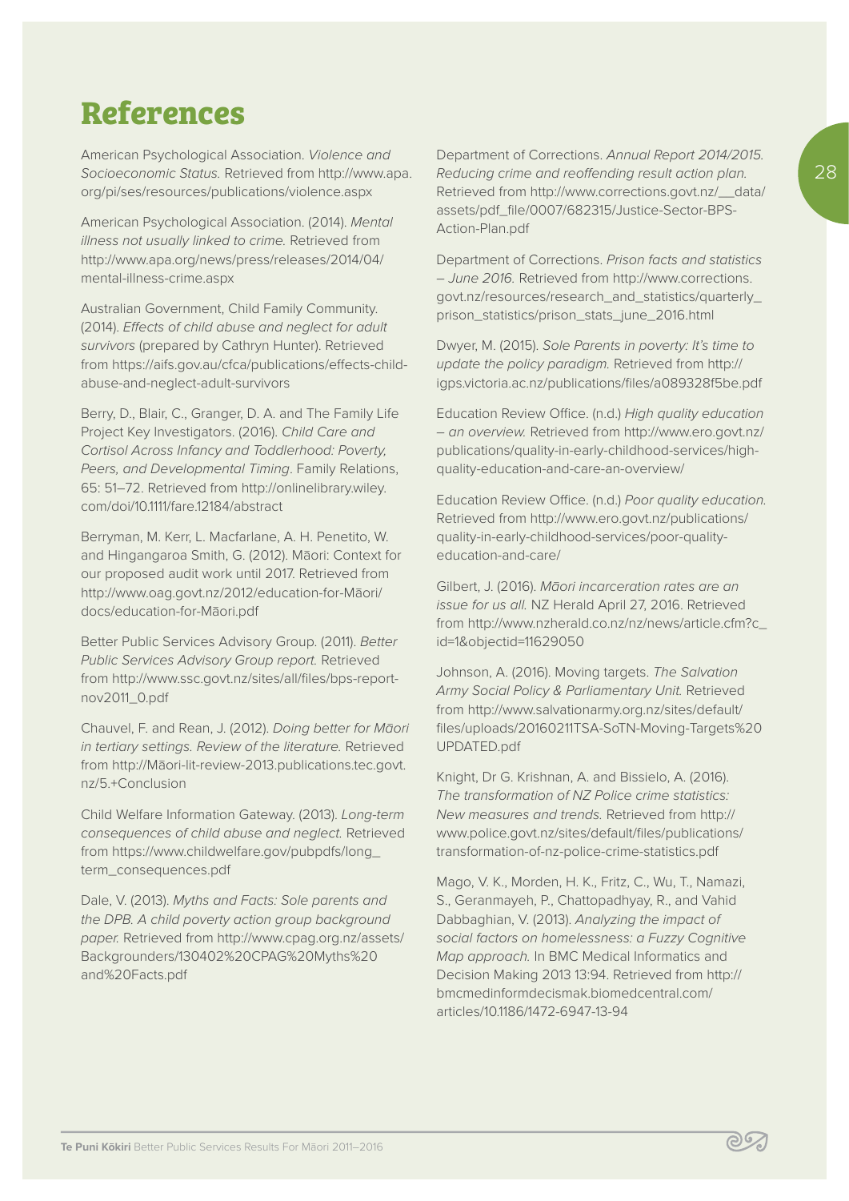# References

American Psychological Association. *Violence and Socioeconomic Status.* Retrieved from http://www.apa.org/pi/ses/resources/publications/violence.aspx

American Psychological Association. (2014). *Mental illness not usually linked to crime.* Retrieved from http://www.apa.org/news/press/releases/2014/04/mental-illness-crime.aspx

Australian Government, Child Family Community. (2014). *Effects of child abuse and neglect for adult survivors* (prepared by Cathryn Hunter). Retrieved from https://aifs.gov.au/cfca/publications/effects-child-abuse-and-neglect-adult-survivors

Berry, D., Blair, C., Granger, D. A. and The Family Life Project Key Investigators. (2016). *Child Care and Cortisol Across Infancy and Toddlerhood: Poverty, Peers, and Developmental Timing*. Family Relations, 65: 51–72. Retrieved from http://onlinelibrary.wiley.com/doi/10.1111/fare.12184/abstract

Berryman, M. Kerr, L. Macfarlane, A. H. Penetito, W. and Hingangaroa Smith, G. (2012). Māori: Context for our proposed audit work until 2017. Retrieved from http://www.oag.govt.nz/2012/education-for-Māori/docs/education-for-Māori.pdf

Better Public Services Advisory Group. (2011). *Better Public Services Advisory Group report.* Retrieved from http://www.ssc.govt.nz/sites/all/files/bps-report-nov2011_0.pdf

Chauvel, F. and Rean, J. (2012). *Doing better for Māori in tertiary settings. Review of the literature.* Retrieved from http://Māori-lit-review-2013.publications.tec.govt.nz/5.+Conclusion

Child Welfare Information Gateway. (2013). *Long-term consequences of child abuse and neglect.* Retrieved from https://www.childwelfare.gov/pubpdfs/long_term_consequences.pdf

Dale, V. (2013). *Myths and Facts: Sole parents and the DPB. A child poverty action group background paper.* Retrieved from http://www.cpag.org.nz/assets/Backgrounders/130402%20CPAG%20Myths%20and%20Facts.pdf

Department of Corrections. *Annual Report 2014/2015. Reducing crime and reoffending result action plan.* Retrieved from http://www.corrections.govt.nz/__data/assets/pdf_file/0007/682315/Justice-Sector-BPS-Action-Plan.pdf

Department of Corrections. *Prison facts and statistics – June 2016.* Retrieved from http://www.corrections.govt.nz/resources/research_and_statistics/quarterly_prison_statistics/prison_stats_june_2016.html

Dwyer, M. (2015). *Sole Parents in poverty: It's time to update the policy paradigm.* Retrieved from http://igps.victoria.ac.nz/publications/files/a089328f5be.pdf

Education Review Office. (n.d.) *High quality education – an overview.* Retrieved from http://www.ero.govt.nz/publications/quality-in-early-childhood-services/high-quality-education-and-care-an-overview/

Education Review Office. (n.d.) *Poor quality education.* Retrieved from http://www.ero.govt.nz/publications/quality-in-early-childhood-services/poor-quality-education-and-care/

Gilbert, J. (2016). *Māori incarceration rates are an issue for us all.* NZ Herald April 27, 2016. Retrieved from http://www.nzherald.co.nz/nz/news/article.cfm?c_id=1&objectid=11629050

Johnson, A. (2016). Moving targets. *The Salvation Army Social Policy & Parliamentary Unit.* Retrieved from http://www.salvationarmy.org.nz/sites/default/files/uploads/20160211TSA-SoTN-Moving-Targets%20UPDATED.pdf

Knight, Dr G. Krishnan, A. and Bissielo, A. (2016). *The transformation of NZ Police crime statistics: New measures and trends.* Retrieved from http://www.police.govt.nz/sites/default/files/publications/transformation-of-nz-police-crime-statistics.pdf

Mago, V. K., Morden, H. K., Fritz, C., Wu, T., Namazi, S., Geranmayeh, P., Chattopadhyay, R., and Vahid Dabbaghian, V. (2013). *Analyzing the impact of social factors on homelessness: a Fuzzy Cognitive Map approach.* In BMC Medical Informatics and Decision Making 2013 13:94. Retrieved from http://bmcmedinformdecismak.biomedcentral.com/articles/10.1186/1472-6947-13-94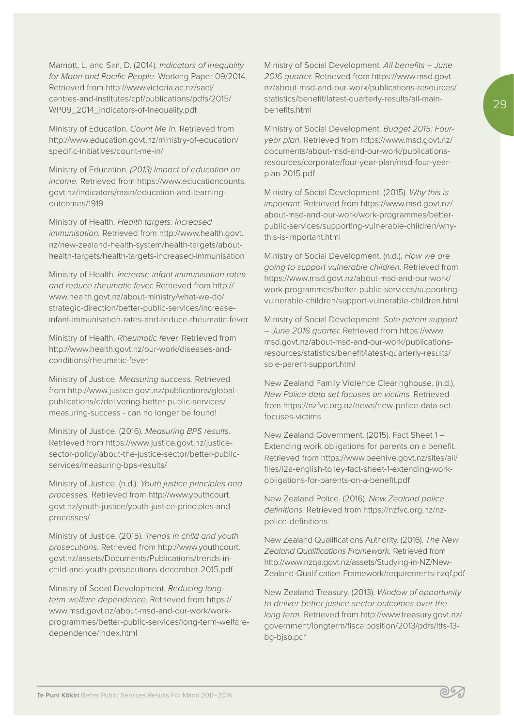Marriott, L. and Sim, D. (2014). *Indicators of Inequality for Māori and Pacific People.* Working Paper 09/2014. Retrieved from http://www.victoria.ac.nz/sacl/centres-and-institutes/cpf/publications/pdfs/2015/WP09_2014_Indicators-of-Inequality.pdf

Ministry of Education. *Count Me In.* Retrieved from http://www.education.govt.nz/ministry-of-education/specific-initiatives/count-me-in/

Ministry of Education. *(2013) Impact of education on income.* Retrieved from https://www.educationcounts.govt.nz/indicators/main/education-and-learning-outcomes/1919

Ministry of Health. *Health targets: Increased immunisation.* Retrieved from http://www.health.govt.nz/new-zealand-health-system/health-targets/about-health-targets/health-targets-increased-immunisation

Ministry of Health. *Increase infant immunisation rates and reduce rheumatic fever.* Retrieved from http://www.health.govt.nz/about-ministry/what-we-do/strategic-direction/better-public-services/increase-infant-immunisation-rates-and-reduce-rheumatic-fever

Ministry of Health. *Rheumatic fever.* Retrieved from http://www.health.govt.nz/our-work/diseases-and-conditions/rheumatic-fever

Ministry of Justice. *Measuring success.* Retrieved from http://www.justice.govt.nz/publications/global-publications/d/delivering-better-public-services/measuring-success - can no longer be found!

Ministry of Justice. (2016). *Measuring BPS results.* Retrieved from https://www.justice.govt.nz/justice-sector-policy/about-the-justice-sector/better-public-services/measuring-bps-results/

Ministry of Justice. (n.d.). *Youth justice principles and processes.* Retrieved from http://www.youthcourt.govt.nz/youth-justice/youth-justice-principles-and-processes/

Ministry of Justice. (2015). *Trends in child and youth prosecutions.* Retrieved from http://www.youthcourt.govt.nz/assets/Documents/Publications/trends-in-child-and-youth-prosecutions-december-2015.pdf

Ministry of Social Development. *Reducing long-term welfare dependence.* Retrieved from https://www.msd.govt.nz/about-msd-and-our-work/work-programmes/better-public-services/long-term-welfare-dependence/index.html

Ministry of Social Development. *All benefits – June 2016 quarter.* Retrieved from https://www.msd.govt.nz/about-msd-and-our-work/publications-resources/statistics/benefit/latest-quarterly-results/all-main-benefits.html

Ministry of Social Development. *Budget 2015: Four-year plan.* Retrieved from https://www.msd.govt.nz/documents/about-msd-and-our-work/publications-resources/corporate/four-year-plan/msd-four-year-plan-2015.pdf

Ministry of Social Development. (2015). *Why this is important.* Retrieved from https://www.msd.govt.nz/about-msd-and-our-work/work-programmes/better-public-services/supporting-vulnerable-children/why-this-is-important.html

Ministry of Social Development. (n.d.). *How we are going to support vulnerable children.* Retrieved from https://www.msd.govt.nz/about-msd-and-our-work/work-programmes/better-public-services/supporting-vulnerable-children/support-vulnerable-children.html

Ministry of Social Development. *Sole parent support – June 2016 quarter.* Retrieved from https://www.msd.govt.nz/about-msd-and-our-work/publications-resources/statistics/benefit/latest-quarterly-results/sole-parent-support.html

New Zealand Family Violence Clearinghouse. (n.d.). *New Police data set focuses on victims.* Retrieved from https://nzfvc.org.nz/news/new-police-data-set-focuses-victims

New Zealand Government. (2015). Fact Sheet 1 – Extending work obligations for parents on a benefit. Retrieved from https://www.beehive.govt.nz/sites/all/files/l2a-english-tolley-fact-sheet-1-extending-work-obligations-for-parents-on-a-benefit.pdf

New Zealand Police. (2016). *New Zealand police definitions.* Retrieved from https://nzfvc.org.nz/nz-police-definitions

New Zealand Qualifications Authority. (2016). *The New Zealand Qualifications Framework.* Retrieved from http://www.nzqa.govt.nz/assets/Studying-in-NZ/New-Zealand-Qualification-Framework/requirements-nzqf.pdf

New Zealand Treasury. (2013). *Window of opportunity to deliver better justice sector outcomes over the long term.* Retrieved from http://www.treasury.govt.nz/government/longterm/fiscalposition/2013/pdfs/ltfs-13-bg-bjso.pdf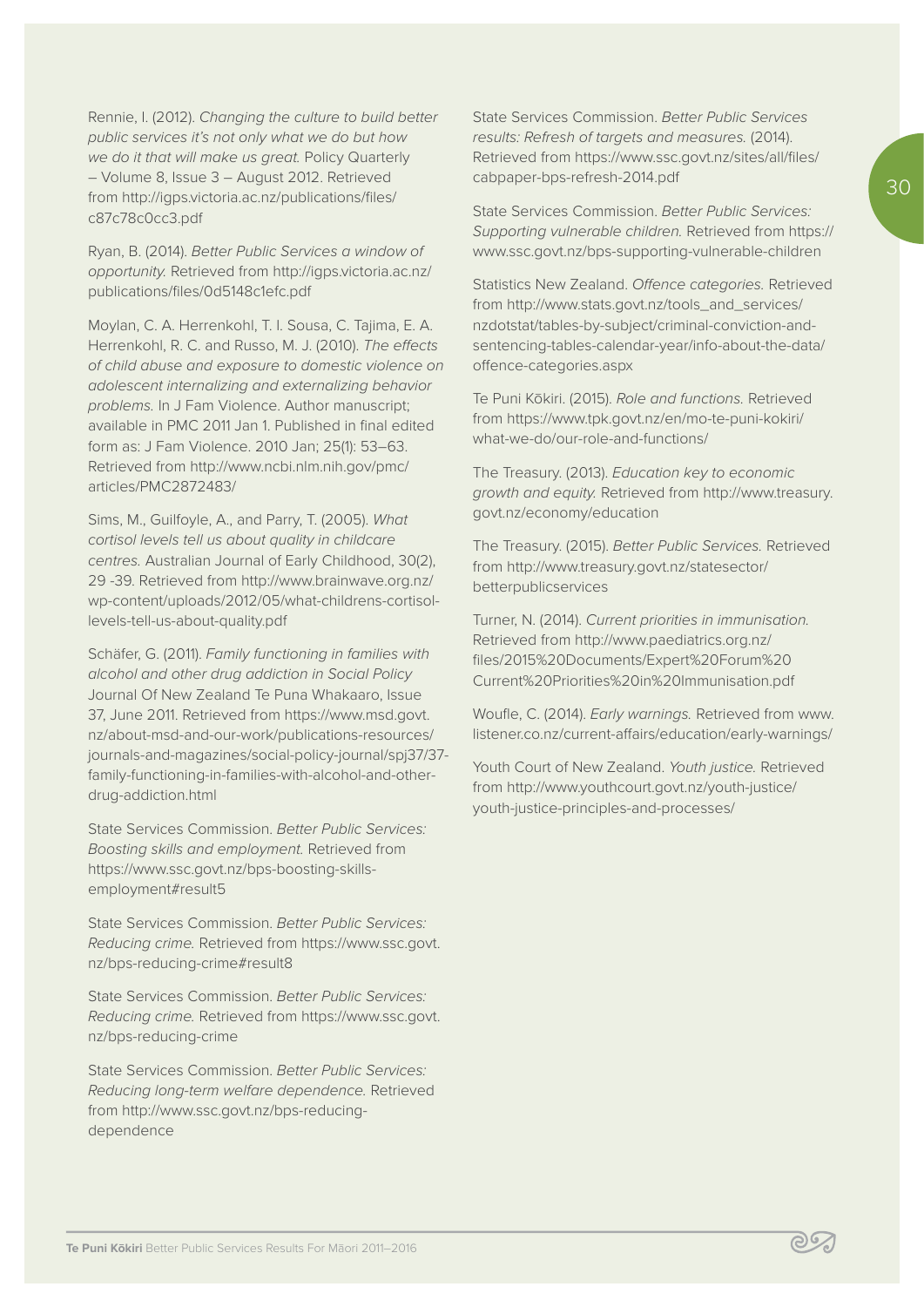Rennie, I. (2012). *Changing the culture to build better public services it's not only what we do but how we do it that will make us great.* Policy Quarterly – Volume 8, Issue 3 – August 2012. Retrieved from http://igps.victoria.ac.nz/publications/files/c87c78c0cc3.pdf

Ryan, B. (2014). *Better Public Services a window of opportunity.* Retrieved from http://igps.victoria.ac.nz/publications/files/0d5148c1efc.pdf

Moylan, C. A. Herrenkohl, T. I. Sousa, C. Tajima, E. A. Herrenkohl, R. C. and Russo, M. J. (2010). *The effects of child abuse and exposure to domestic violence on adolescent internalizing and externalizing behavior problems.* In J Fam Violence. Author manuscript; available in PMC 2011 Jan 1. Published in final edited form as: J Fam Violence. 2010 Jan; 25(1): 53–63. Retrieved from http://www.ncbi.nlm.nih.gov/pmc/articles/PMC2872483/

Sims, M., Guilfoyle, A., and Parry, T. (2005). *What cortisol levels tell us about quality in childcare centres.* Australian Journal of Early Childhood, 30(2), 29 -39. Retrieved from http://www.brainwave.org.nz/wp-content/uploads/2012/05/what-childrens-cortisol-levels-tell-us-about-quality.pdf

Schäfer, G. (2011). *Family functioning in families with alcohol and other drug addiction in Social Policy* Journal Of New Zealand Te Puna Whakaaro, Issue 37, June 2011. Retrieved from https://www.msd.govt.nz/about-msd-and-our-work/publications-resources/journals-and-magazines/social-policy-journal/spj37/37-family-functioning-in-families-with-alcohol-and-other-drug-addiction.html

State Services Commission. *Better Public Services: Boosting skills and employment.* Retrieved from https://www.ssc.govt.nz/bps-boosting-skills-employment#result5

State Services Commission. *Better Public Services: Reducing crime.* Retrieved from https://www.ssc.govt.nz/bps-reducing-crime#result8

State Services Commission. *Better Public Services: Reducing crime.* Retrieved from https://www.ssc.govt.nz/bps-reducing-crime

State Services Commission. *Better Public Services: Reducing long-term welfare dependence.* Retrieved from http://www.ssc.govt.nz/bps-reducing-dependence

State Services Commission. *Better Public Services results: Refresh of targets and measures.* (2014). Retrieved from https://www.ssc.govt.nz/sites/all/files/cabpaper-bps-refresh-2014.pdf

State Services Commission. *Better Public Services: Supporting vulnerable children.* Retrieved from https://www.ssc.govt.nz/bps-supporting-vulnerable-children

Statistics New Zealand. *Offence categories.* Retrieved from http://www.stats.govt.nz/tools_and_services/nzdotstat/tables-by-subject/criminal-conviction-and-sentencing-tables-calendar-year/info-about-the-data/offence-categories.aspx

Te Puni Kōkiri. (2015). *Role and functions.* Retrieved from https://www.tpk.govt.nz/en/mo-te-puni-kokiri/what-we-do/our-role-and-functions/

The Treasury. (2013). *Education key to economic growth and equity.* Retrieved from http://www.treasury.govt.nz/economy/education

The Treasury. (2015). *Better Public Services.* Retrieved from http://www.treasury.govt.nz/statesector/betterpublicservices

Turner, N. (2014). *Current priorities in immunisation.* Retrieved from http://www.paediatrics.org.nz/files/2015%20Documents/Expert%20Forum%20Current%20Priorities%20in%20Immunisation.pdf

Woufle, C. (2014). *Early warnings.* Retrieved from www.listener.co.nz/current-affairs/education/early-warnings/

Youth Court of New Zealand. *Youth justice.* Retrieved from http://www.youthcourt.govt.nz/youth-justice/youth-justice-principles-and-processes/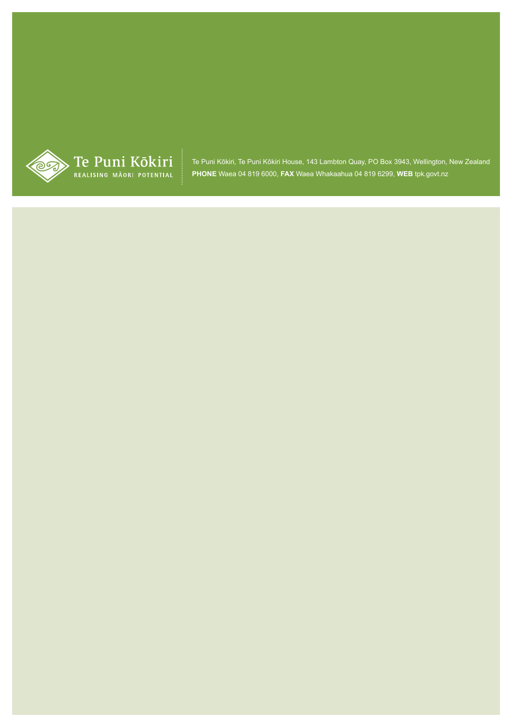Te Puni Kōkiri

REALISING MĀORI POTENTIAL

Te Puni Kōkiri, Te Puni Kōkiri House, 143 Lambton Quay, PO Box 3943, Wellington, New Zealand
**PHONE** Waea 04 819 6000, **FAX** Waea Whakaahua 04 819 6299, **WEB** tpk.govt.nz